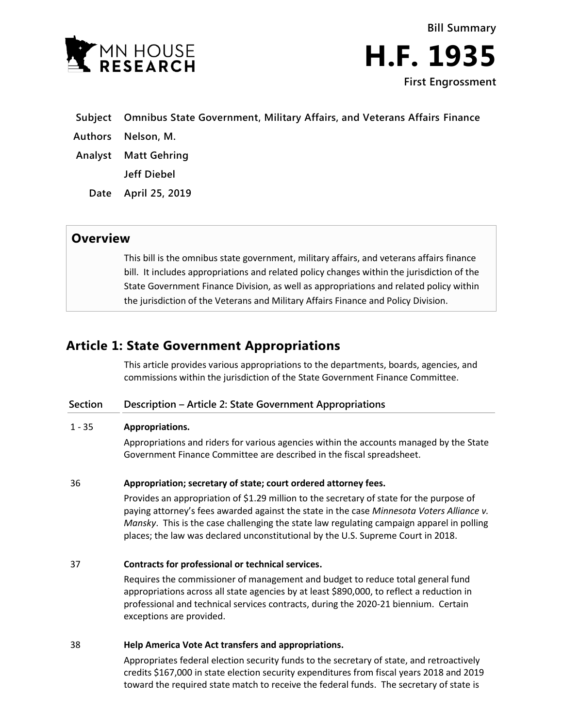**Bill Summary**

# H.F. 1935

**First Engrossment**

| | |
|---|---|
| **Subject** | **Omnibus State Government, Military Affairs, and Veterans Affairs Finance** |
| **Authors** | **Nelson, M.** |
| **Analyst** | **Matt Gehring** |
| | **Jeff Diebel** |
| **Date** | **April 25, 2019** |

## Overview

This bill is the omnibus state government, military affairs, and veterans affairs finance bill. It includes appropriations and related policy changes within the jurisdiction of the State Government Finance Division, as well as appropriations and related policy within the jurisdiction of the Veterans and Military Affairs Finance and Policy Division.

## Article 1: State Government Appropriations

This article provides various appropriations to the departments, boards, agencies, and commissions within the jurisdiction of the State Government Finance Committee.

| Section | Description – Article 2: State Government Appropriations |
|---|---|
| 1 - 35 | **Appropriations.**<br>Appropriations and riders for various agencies within the accounts managed by the State Government Finance Committee are described in the fiscal spreadsheet. |
| 36 | **Appropriation; secretary of state; court ordered attorney fees.**<br>Provides an appropriation of $1.29 million to the secretary of state for the purpose of paying attorney's fees awarded against the state in the case *Minnesota Voters Alliance v. Mansky*. This is the case challenging the state law regulating campaign apparel in polling places; the law was declared unconstitutional by the U.S. Supreme Court in 2018. |
| 37 | **Contracts for professional or technical services.**<br>Requires the commissioner of management and budget to reduce total general fund appropriations across all state agencies by at least $890,000, to reflect a reduction in professional and technical services contracts, during the 2020-21 biennium. Certain exceptions are provided. |
| 38 | **Help America Vote Act transfers and appropriations.**<br>Appropriates federal election security funds to the secretary of state, and retroactively credits $167,000 in state election security expenditures from fiscal years 2018 and 2019 toward the required state match to receive the federal funds. The secretary of state is |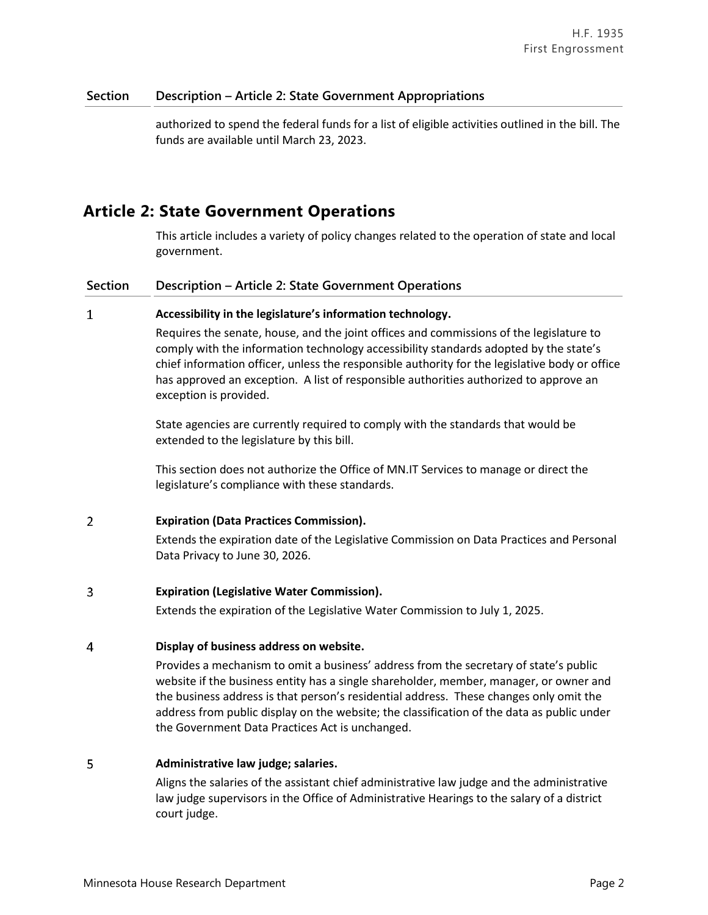| Section | Description – Article 2: State Government Appropriations |
|---|---|
| | authorized to spend the federal funds for a list of eligible activities outlined in the bill. The funds are available until March 23, 2023. |

## Article 2: State Government Operations

This article includes a variety of policy changes related to the operation of state and local government.

| Section | Description – Article 2: State Government Operations |
|---|---|
| 1 | **Accessibility in the legislature's information technology.**<br><br>Requires the senate, house, and the joint offices and commissions of the legislature to comply with the information technology accessibility standards adopted by the state's chief information officer, unless the responsible authority for the legislative body or office has approved an exception. A list of responsible authorities authorized to approve an exception is provided.<br><br>State agencies are currently required to comply with the standards that would be extended to the legislature by this bill.<br><br>This section does not authorize the Office of MN.IT Services to manage or direct the legislature's compliance with these standards. |
| 2 | **Expiration (Data Practices Commission).**<br><br>Extends the expiration date of the Legislative Commission on Data Practices and Personal Data Privacy to June 30, 2026. |
| 3 | **Expiration (Legislative Water Commission).**<br><br>Extends the expiration of the Legislative Water Commission to July 1, 2025. |
| 4 | **Display of business address on website.**<br><br>Provides a mechanism to omit a business' address from the secretary of state's public website if the business entity has a single shareholder, member, manager, or owner and the business address is that person's residential address. These changes only omit the address from public display on the website; the classification of the data as public under the Government Data Practices Act is unchanged. |
| 5 | **Administrative law judge; salaries.**<br><br>Aligns the salaries of the assistant chief administrative law judge and the administrative law judge supervisors in the Office of Administrative Hearings to the salary of a district court judge. |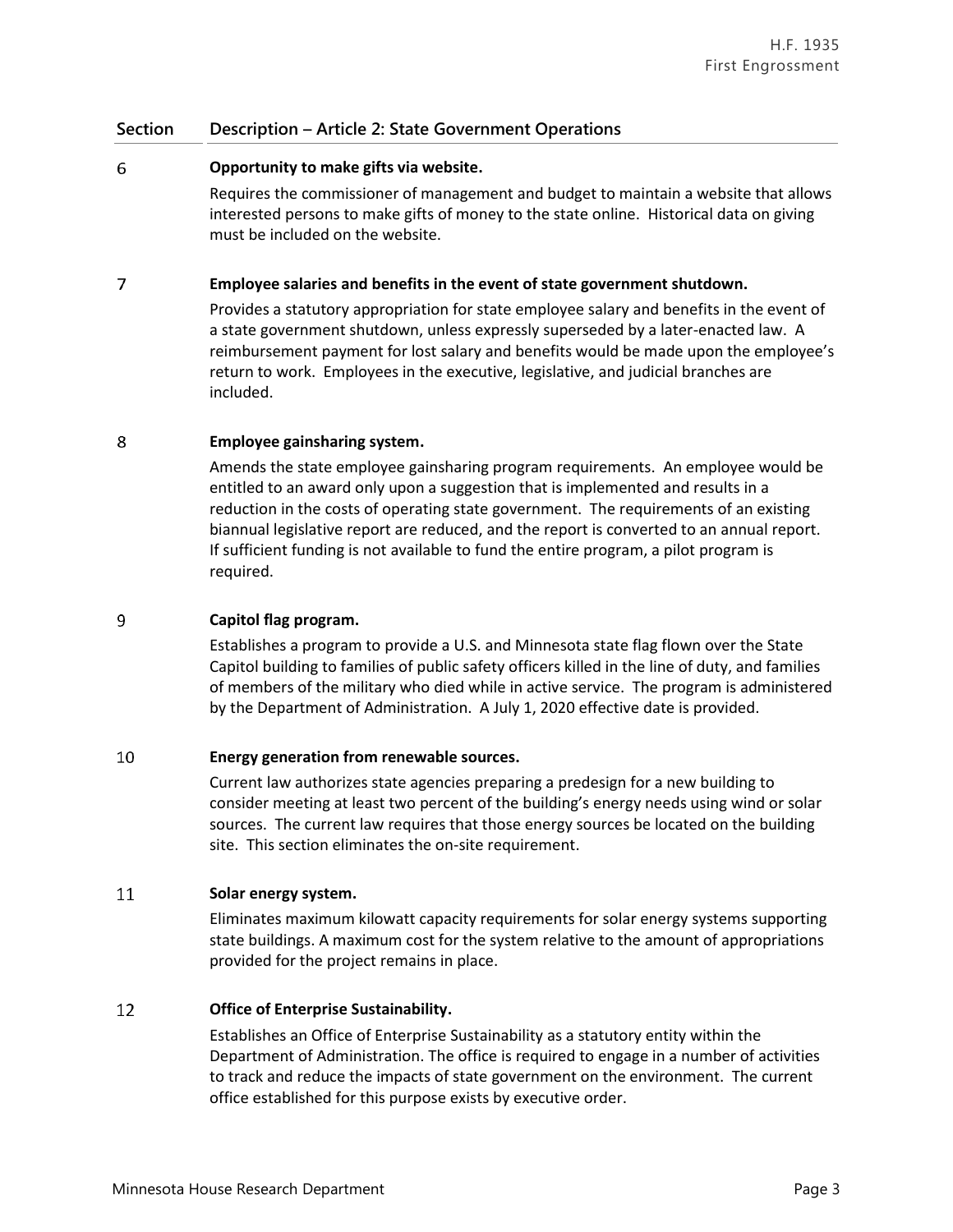| Section | Description – Article 2: State Government Operations |
|---|---|
| 6 | **Opportunity to make gifts via website.** Requires the commissioner of management and budget to maintain a website that allows interested persons to make gifts of money to the state online. Historical data on giving must be included on the website. |
| 7 | **Employee salaries and benefits in the event of state government shutdown.** Provides a statutory appropriation for state employee salary and benefits in the event of a state government shutdown, unless expressly superseded by a later-enacted law. A reimbursement payment for lost salary and benefits would be made upon the employee's return to work. Employees in the executive, legislative, and judicial branches are included. |
| 8 | **Employee gainsharing system.** Amends the state employee gainsharing program requirements. An employee would be entitled to an award only upon a suggestion that is implemented and results in a reduction in the costs of operating state government. The requirements of an existing biannual legislative report are reduced, and the report is converted to an annual report. If sufficient funding is not available to fund the entire program, a pilot program is required. |
| 9 | **Capitol flag program.** Establishes a program to provide a U.S. and Minnesota state flag flown over the State Capitol building to families of public safety officers killed in the line of duty, and families of members of the military who died while in active service. The program is administered by the Department of Administration. A July 1, 2020 effective date is provided. |
| 10 | **Energy generation from renewable sources.** Current law authorizes state agencies preparing a predesign for a new building to consider meeting at least two percent of the building's energy needs using wind or solar sources. The current law requires that those energy sources be located on the building site. This section eliminates the on-site requirement. |
| 11 | **Solar energy system.** Eliminates maximum kilowatt capacity requirements for solar energy systems supporting state buildings. A maximum cost for the system relative to the amount of appropriations provided for the project remains in place. |
| 12 | **Office of Enterprise Sustainability.** Establishes an Office of Enterprise Sustainability as a statutory entity within the Department of Administration. The office is required to engage in a number of activities to track and reduce the impacts of state government on the environment. The current office established for this purpose exists by executive order. |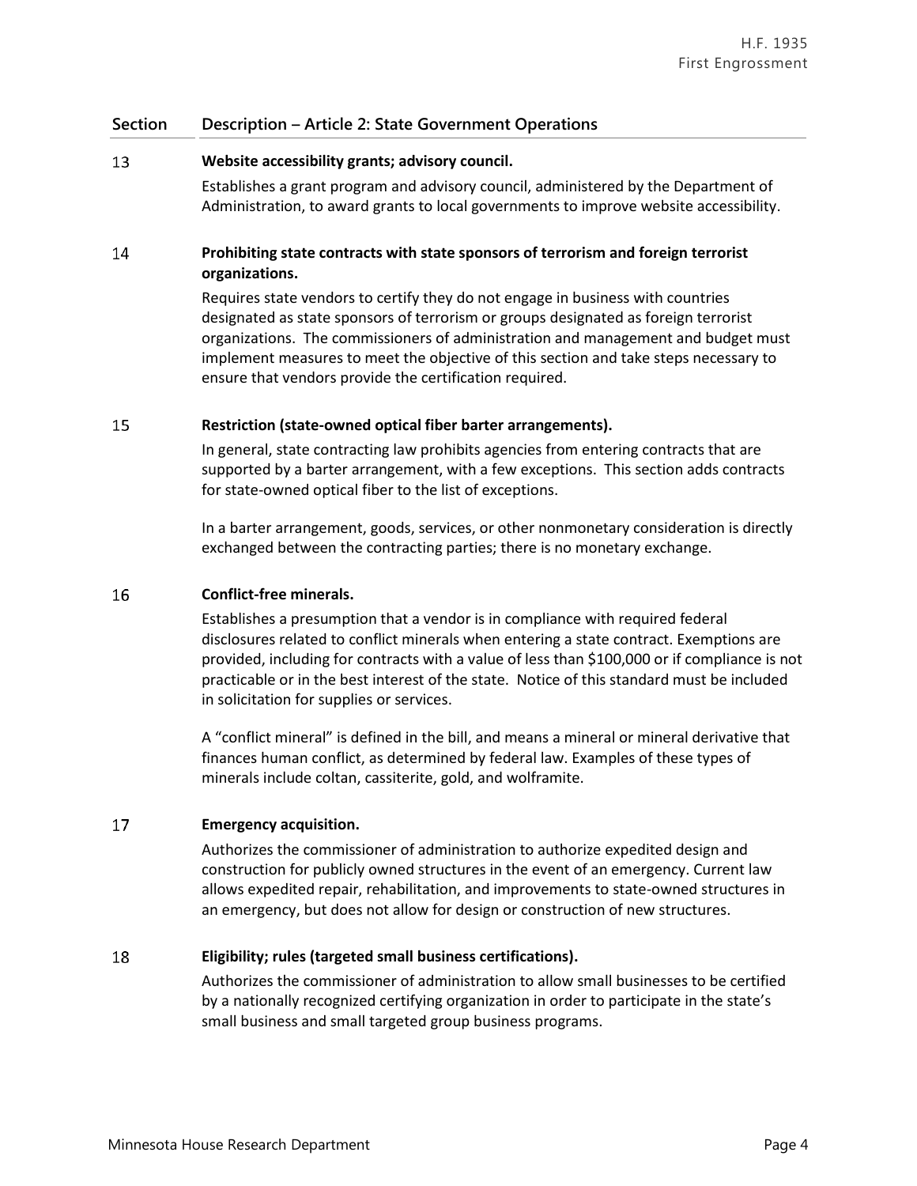| Section | Description – Article 2: State Government Operations |
|---|---|
| 13 | **Website accessibility grants; advisory council.**<br>Establishes a grant program and advisory council, administered by the Department of Administration, to award grants to local governments to improve website accessibility. |
| 14 | **Prohibiting state contracts with state sponsors of terrorism and foreign terrorist organizations.**<br>Requires state vendors to certify they do not engage in business with countries designated as state sponsors of terrorism or groups designated as foreign terrorist organizations. The commissioners of administration and management and budget must implement measures to meet the objective of this section and take steps necessary to ensure that vendors provide the certification required. |
| 15 | **Restriction (state-owned optical fiber barter arrangements).**<br>In general, state contracting law prohibits agencies from entering contracts that are supported by a barter arrangement, with a few exceptions. This section adds contracts for state-owned optical fiber to the list of exceptions.<br><br>In a barter arrangement, goods, services, or other nonmonetary consideration is directly exchanged between the contracting parties; there is no monetary exchange. |
| 16 | **Conflict-free minerals.**<br>Establishes a presumption that a vendor is in compliance with required federal disclosures related to conflict minerals when entering a state contract. Exemptions are provided, including for contracts with a value of less than $100,000 or if compliance is not practicable or in the best interest of the state. Notice of this standard must be included in solicitation for supplies or services.<br><br>A "conflict mineral" is defined in the bill, and means a mineral or mineral derivative that finances human conflict, as determined by federal law. Examples of these types of minerals include coltan, cassiterite, gold, and wolframite. |
| 17 | **Emergency acquisition.**<br>Authorizes the commissioner of administration to authorize expedited design and construction for publicly owned structures in the event of an emergency. Current law allows expedited repair, rehabilitation, and improvements to state-owned structures in an emergency, but does not allow for design or construction of new structures. |
| 18 | **Eligibility; rules (targeted small business certifications).**<br>Authorizes the commissioner of administration to allow small businesses to be certified by a nationally recognized certifying organization in order to participate in the state's small business and small targeted group business programs. |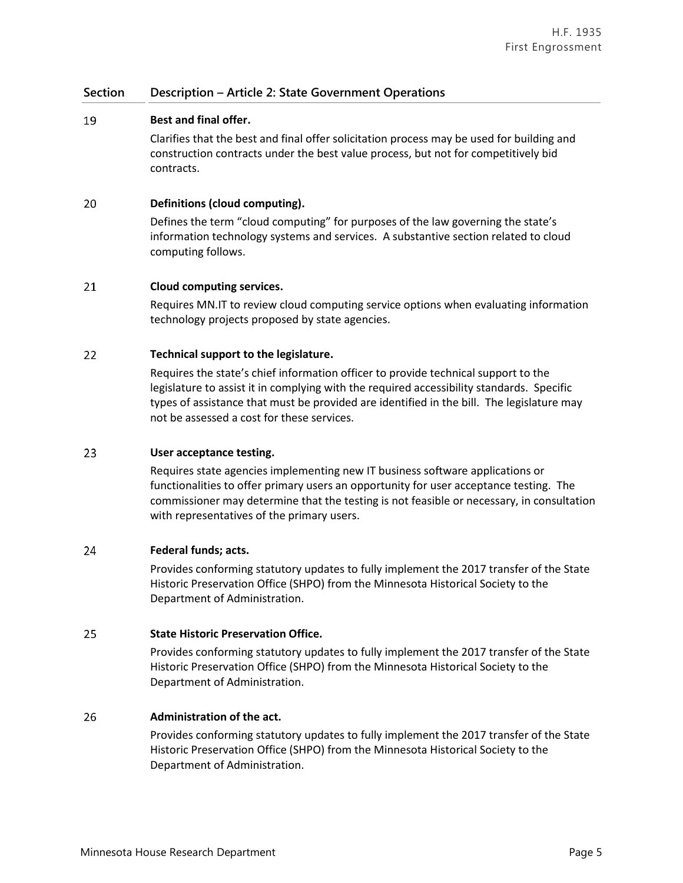| Section | Description – Article 2: State Government Operations |
|---|---|
| 19 | **Best and final offer.**<br>Clarifies that the best and final offer solicitation process may be used for building and construction contracts under the best value process, but not for competitively bid contracts. |
| 20 | **Definitions (cloud computing).**<br>Defines the term "cloud computing" for purposes of the law governing the state's information technology systems and services. A substantive section related to cloud computing follows. |
| 21 | **Cloud computing services.**<br>Requires MN.IT to review cloud computing service options when evaluating information technology projects proposed by state agencies. |
| 22 | **Technical support to the legislature.**<br>Requires the state's chief information officer to provide technical support to the legislature to assist it in complying with the required accessibility standards. Specific types of assistance that must be provided are identified in the bill. The legislature may not be assessed a cost for these services. |
| 23 | **User acceptance testing.**<br>Requires state agencies implementing new IT business software applications or functionalities to offer primary users an opportunity for user acceptance testing. The commissioner may determine that the testing is not feasible or necessary, in consultation with representatives of the primary users. |
| 24 | **Federal funds; acts.**<br>Provides conforming statutory updates to fully implement the 2017 transfer of the State Historic Preservation Office (SHPO) from the Minnesota Historical Society to the Department of Administration. |
| 25 | **State Historic Preservation Office.**<br>Provides conforming statutory updates to fully implement the 2017 transfer of the State Historic Preservation Office (SHPO) from the Minnesota Historical Society to the Department of Administration. |
| 26 | **Administration of the act.**<br>Provides conforming statutory updates to fully implement the 2017 transfer of the State Historic Preservation Office (SHPO) from the Minnesota Historical Society to the Department of Administration. |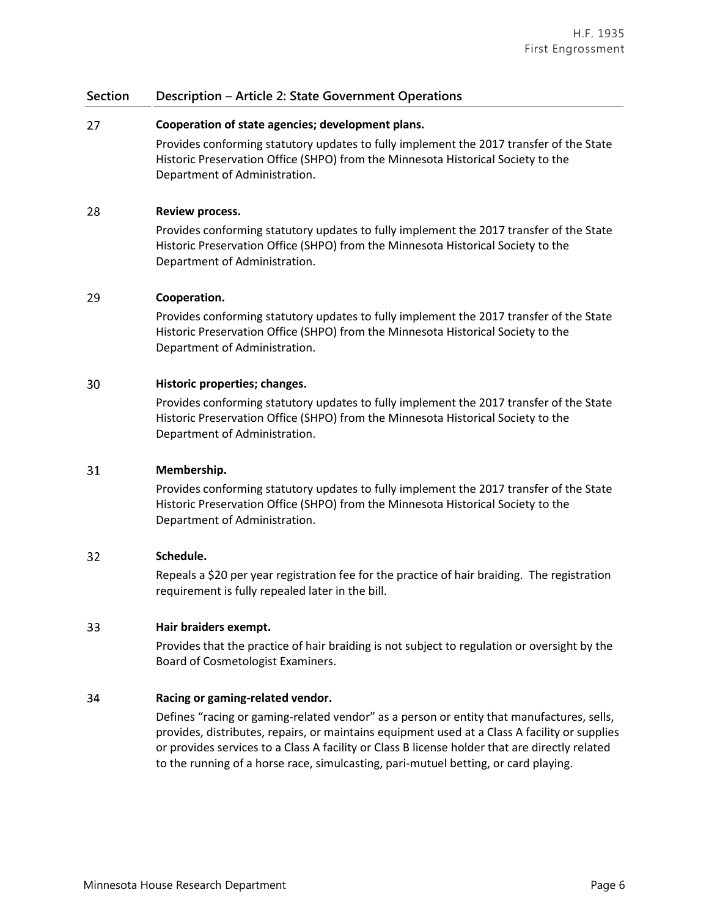| Section | Description – Article 2: State Government Operations |
|---|---|
| 27 | **Cooperation of state agencies; development plans.** Provides conforming statutory updates to fully implement the 2017 transfer of the State Historic Preservation Office (SHPO) from the Minnesota Historical Society to the Department of Administration. |
| 28 | **Review process.** Provides conforming statutory updates to fully implement the 2017 transfer of the State Historic Preservation Office (SHPO) from the Minnesota Historical Society to the Department of Administration. |
| 29 | **Cooperation.** Provides conforming statutory updates to fully implement the 2017 transfer of the State Historic Preservation Office (SHPO) from the Minnesota Historical Society to the Department of Administration. |
| 30 | **Historic properties; changes.** Provides conforming statutory updates to fully implement the 2017 transfer of the State Historic Preservation Office (SHPO) from the Minnesota Historical Society to the Department of Administration. |
| 31 | **Membership.** Provides conforming statutory updates to fully implement the 2017 transfer of the State Historic Preservation Office (SHPO) from the Minnesota Historical Society to the Department of Administration. |
| 32 | **Schedule.** Repeals a $20 per year registration fee for the practice of hair braiding. The registration requirement is fully repealed later in the bill. |
| 33 | **Hair braiders exempt.** Provides that the practice of hair braiding is not subject to regulation or oversight by the Board of Cosmetologist Examiners. |
| 34 | **Racing or gaming-related vendor.** Defines "racing or gaming-related vendor" as a person or entity that manufactures, sells, provides, distributes, repairs, or maintains equipment used at a Class A facility or supplies or provides services to a Class A facility or Class B license holder that are directly related to the running of a horse race, simulcasting, pari-mutuel betting, or card playing. |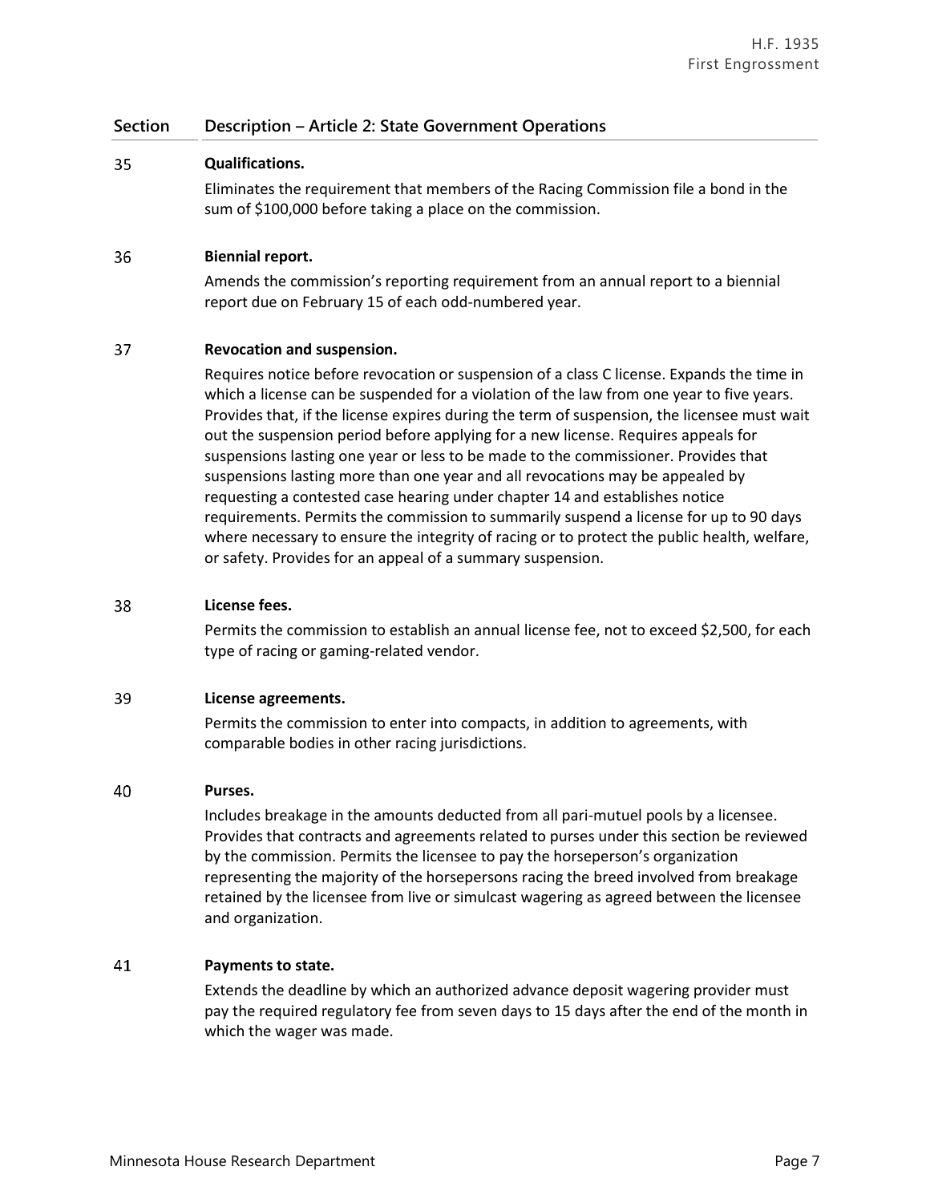| Section | Description – Article 2: State Government Operations |
| --- | --- |
| 35 | **Qualifications.**<br>Eliminates the requirement that members of the Racing Commission file a bond in the sum of $100,000 before taking a place on the commission. |
| 36 | **Biennial report.**<br>Amends the commission's reporting requirement from an annual report to a biennial report due on February 15 of each odd-numbered year. |
| 37 | **Revocation and suspension.**<br>Requires notice before revocation or suspension of a class C license. Expands the time in which a license can be suspended for a violation of the law from one year to five years. Provides that, if the license expires during the term of suspension, the licensee must wait out the suspension period before applying for a new license. Requires appeals for suspensions lasting one year or less to be made to the commissioner. Provides that suspensions lasting more than one year and all revocations may be appealed by requesting a contested case hearing under chapter 14 and establishes notice requirements. Permits the commission to summarily suspend a license for up to 90 days where necessary to ensure the integrity of racing or to protect the public health, welfare, or safety. Provides for an appeal of a summary suspension. |
| 38 | **License fees.**<br>Permits the commission to establish an annual license fee, not to exceed $2,500, for each type of racing or gaming-related vendor. |
| 39 | **License agreements.**<br>Permits the commission to enter into compacts, in addition to agreements, with comparable bodies in other racing jurisdictions. |
| 40 | **Purses.**<br>Includes breakage in the amounts deducted from all pari-mutuel pools by a licensee. Provides that contracts and agreements related to purses under this section be reviewed by the commission. Permits the licensee to pay the horseperson's organization representing the majority of the horsepersons racing the breed involved from breakage retained by the licensee from live or simulcast wagering as agreed between the licensee and organization. |
| 41 | **Payments to state.**<br>Extends the deadline by which an authorized advance deposit wagering provider must pay the required regulatory fee from seven days to 15 days after the end of the month in which the wager was made. |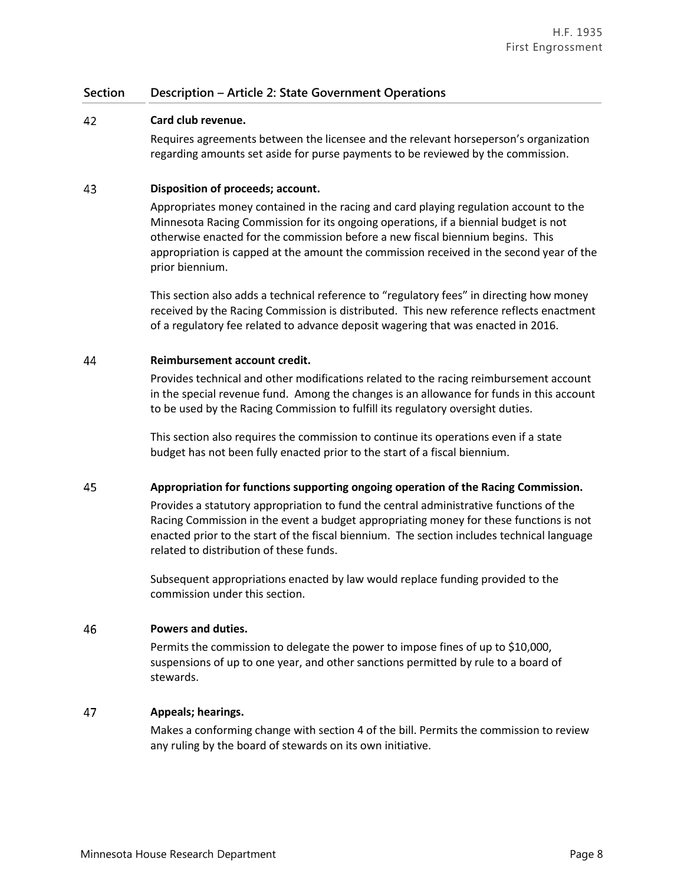| Section | Description – Article 2: State Government Operations |
|---|---|
| 42 | **Card club revenue.**<br>Requires agreements between the licensee and the relevant horseperson's organization regarding amounts set aside for purse payments to be reviewed by the commission. |
| 43 | **Disposition of proceeds; account.**<br>Appropriates money contained in the racing and card playing regulation account to the Minnesota Racing Commission for its ongoing operations, if a biennial budget is not otherwise enacted for the commission before a new fiscal biennium begins. This appropriation is capped at the amount the commission received in the second year of the prior biennium.<br><br>This section also adds a technical reference to "regulatory fees" in directing how money received by the Racing Commission is distributed. This new reference reflects enactment of a regulatory fee related to advance deposit wagering that was enacted in 2016. |
| 44 | **Reimbursement account credit.**<br>Provides technical and other modifications related to the racing reimbursement account in the special revenue fund. Among the changes is an allowance for funds in this account to be used by the Racing Commission to fulfill its regulatory oversight duties.<br><br>This section also requires the commission to continue its operations even if a state budget has not been fully enacted prior to the start of a fiscal biennium. |
| 45 | **Appropriation for functions supporting ongoing operation of the Racing Commission.**<br>Provides a statutory appropriation to fund the central administrative functions of the Racing Commission in the event a budget appropriating money for these functions is not enacted prior to the start of the fiscal biennium. The section includes technical language related to distribution of these funds.<br><br>Subsequent appropriations enacted by law would replace funding provided to the commission under this section. |
| 46 | **Powers and duties.**<br>Permits the commission to delegate the power to impose fines of up to $10,000, suspensions of up to one year, and other sanctions permitted by rule to a board of stewards. |
| 47 | **Appeals; hearings.**<br>Makes a conforming change with section 4 of the bill. Permits the commission to review any ruling by the board of stewards on its own initiative. |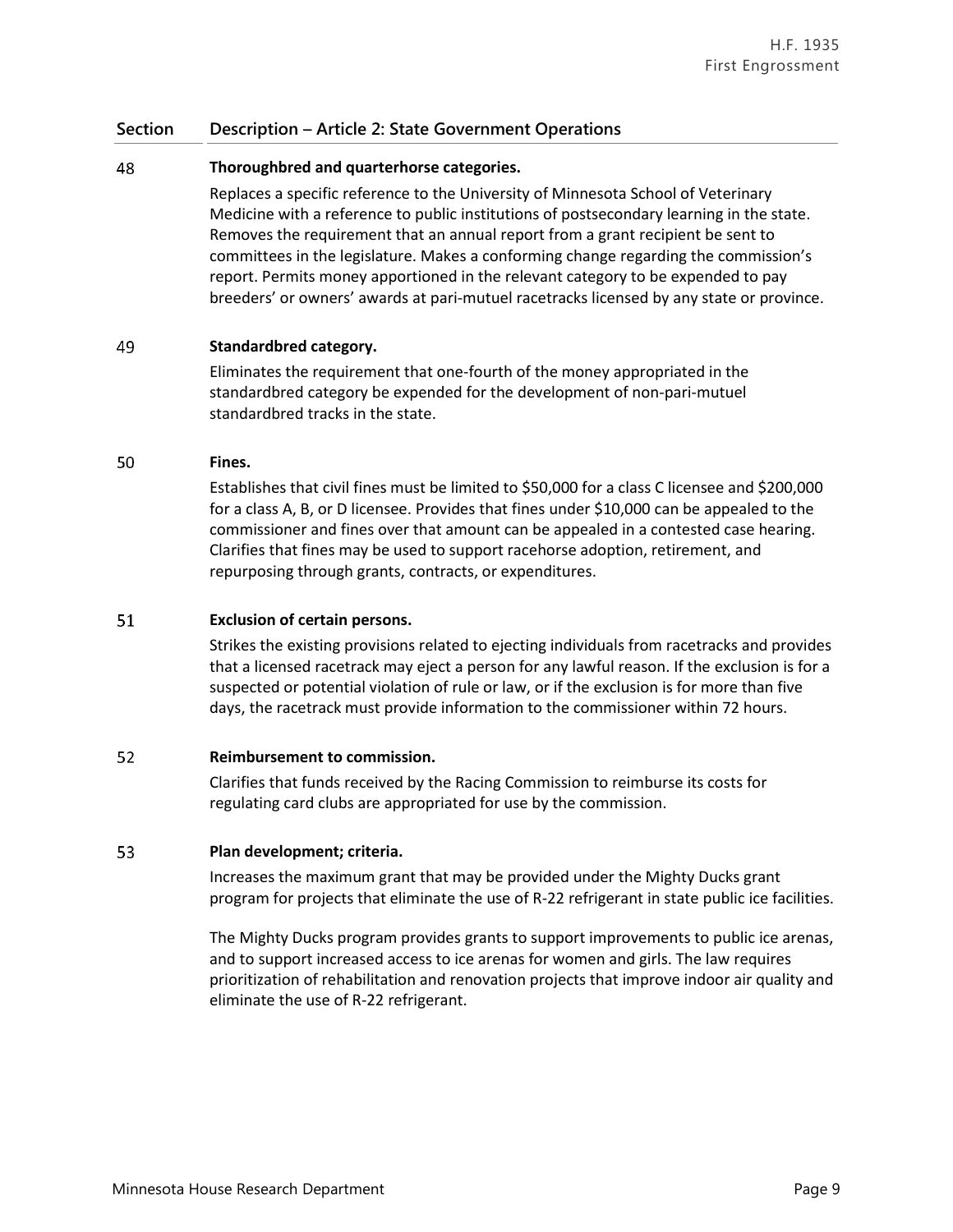| Section | Description – Article 2: State Government Operations |
|---|---|
| 48 | **Thoroughbred and quarterhorse categories.**<br><br>Replaces a specific reference to the University of Minnesota School of Veterinary Medicine with a reference to public institutions of postsecondary learning in the state. Removes the requirement that an annual report from a grant recipient be sent to committees in the legislature. Makes a conforming change regarding the commission's report. Permits money apportioned in the relevant category to be expended to pay breeders' or owners' awards at pari-mutuel racetracks licensed by any state or province. |
| 49 | **Standardbred category.**<br><br>Eliminates the requirement that one-fourth of the money appropriated in the standardbred category be expended for the development of non-pari-mutuel standardbred tracks in the state. |
| 50 | **Fines.**<br><br>Establishes that civil fines must be limited to $50,000 for a class C licensee and $200,000 for a class A, B, or D licensee. Provides that fines under $10,000 can be appealed to the commissioner and fines over that amount can be appealed in a contested case hearing. Clarifies that fines may be used to support racehorse adoption, retirement, and repurposing through grants, contracts, or expenditures. |
| 51 | **Exclusion of certain persons.**<br><br>Strikes the existing provisions related to ejecting individuals from racetracks and provides that a licensed racetrack may eject a person for any lawful reason. If the exclusion is for a suspected or potential violation of rule or law, or if the exclusion is for more than five days, the racetrack must provide information to the commissioner within 72 hours. |
| 52 | **Reimbursement to commission.**<br><br>Clarifies that funds received by the Racing Commission to reimburse its costs for regulating card clubs are appropriated for use by the commission. |
| 53 | **Plan development; criteria.**<br><br>Increases the maximum grant that may be provided under the Mighty Ducks grant program for projects that eliminate the use of R-22 refrigerant in state public ice facilities.<br><br>The Mighty Ducks program provides grants to support improvements to public ice arenas, and to support increased access to ice arenas for women and girls. The law requires prioritization of rehabilitation and renovation projects that improve indoor air quality and eliminate the use of R-22 refrigerant. |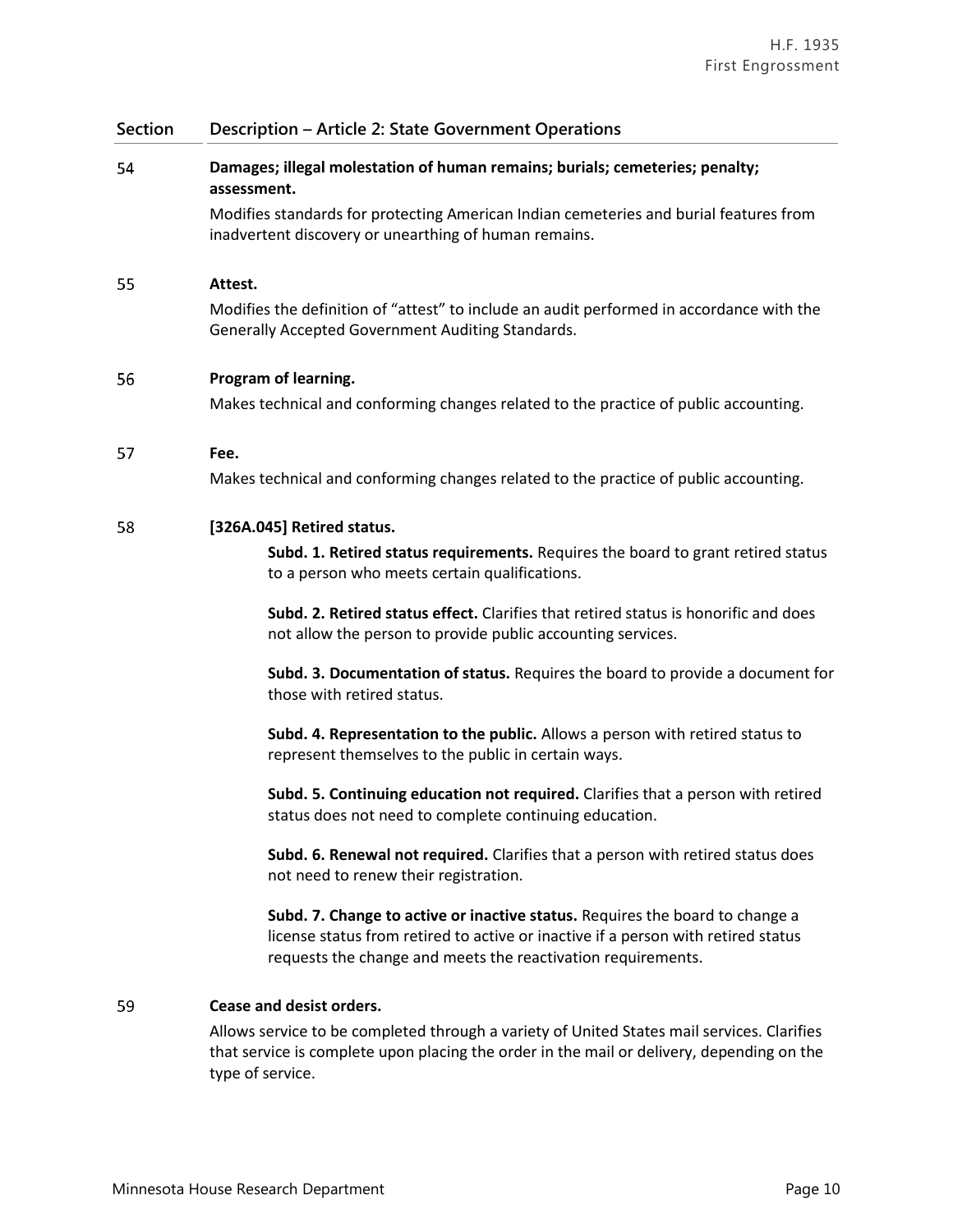| Section | Description – Article 2: State Government Operations |
|---|---|
| 54 | **Damages; illegal molestation of human remains; burials; cemeteries; penalty; assessment.** Modifies standards for protecting American Indian cemeteries and burial features from inadvertent discovery or unearthing of human remains. |
| 55 | **Attest.** Modifies the definition of "attest" to include an audit performed in accordance with the Generally Accepted Government Auditing Standards. |
| 56 | **Program of learning.** Makes technical and conforming changes related to the practice of public accounting. |
| 57 | **Fee.** Makes technical and conforming changes related to the practice of public accounting. |
| 58 | **[326A.045] Retired status.** **Subd. 1. Retired status requirements.** Requires the board to grant retired status to a person who meets certain qualifications. **Subd. 2. Retired status effect.** Clarifies that retired status is honorific and does not allow the person to provide public accounting services. **Subd. 3. Documentation of status.** Requires the board to provide a document for those with retired status. **Subd. 4. Representation to the public.** Allows a person with retired status to represent themselves to the public in certain ways. **Subd. 5. Continuing education not required.** Clarifies that a person with retired status does not need to complete continuing education. **Subd. 6. Renewal not required.** Clarifies that a person with retired status does not need to renew their registration. **Subd. 7. Change to active or inactive status.** Requires the board to change a license status from retired to active or inactive if a person with retired status requests the change and meets the reactivation requirements. |
| 59 | **Cease and desist orders.** Allows service to be completed through a variety of United States mail services. Clarifies that service is complete upon placing the order in the mail or delivery, depending on the type of service. |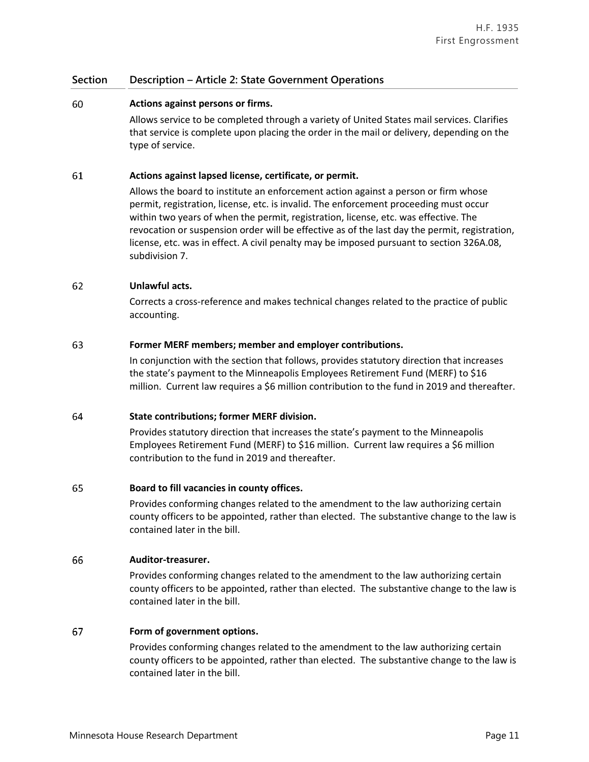| Section | Description – Article 2: State Government Operations |
| --- | --- |
| 60 | **Actions against persons or firms.** Allows service to be completed through a variety of United States mail services. Clarifies that service is complete upon placing the order in the mail or delivery, depending on the type of service. |
| 61 | **Actions against lapsed license, certificate, or permit.** Allows the board to institute an enforcement action against a person or firm whose permit, registration, license, etc. is invalid. The enforcement proceeding must occur within two years of when the permit, registration, license, etc. was effective. The revocation or suspension order will be effective as of the last day the permit, registration, license, etc. was in effect. A civil penalty may be imposed pursuant to section 326A.08, subdivision 7. |
| 62 | **Unlawful acts.** Corrects a cross-reference and makes technical changes related to the practice of public accounting. |
| 63 | **Former MERF members; member and employer contributions.** In conjunction with the section that follows, provides statutory direction that increases the state's payment to the Minneapolis Employees Retirement Fund (MERF) to $16 million. Current law requires a $6 million contribution to the fund in 2019 and thereafter. |
| 64 | **State contributions; former MERF division.** Provides statutory direction that increases the state's payment to the Minneapolis Employees Retirement Fund (MERF) to $16 million. Current law requires a $6 million contribution to the fund in 2019 and thereafter. |
| 65 | **Board to fill vacancies in county offices.** Provides conforming changes related to the amendment to the law authorizing certain county officers to be appointed, rather than elected. The substantive change to the law is contained later in the bill. |
| 66 | **Auditor-treasurer.** Provides conforming changes related to the amendment to the law authorizing certain county officers to be appointed, rather than elected. The substantive change to the law is contained later in the bill. |
| 67 | **Form of government options.** Provides conforming changes related to the amendment to the law authorizing certain county officers to be appointed, rather than elected. The substantive change to the law is contained later in the bill. |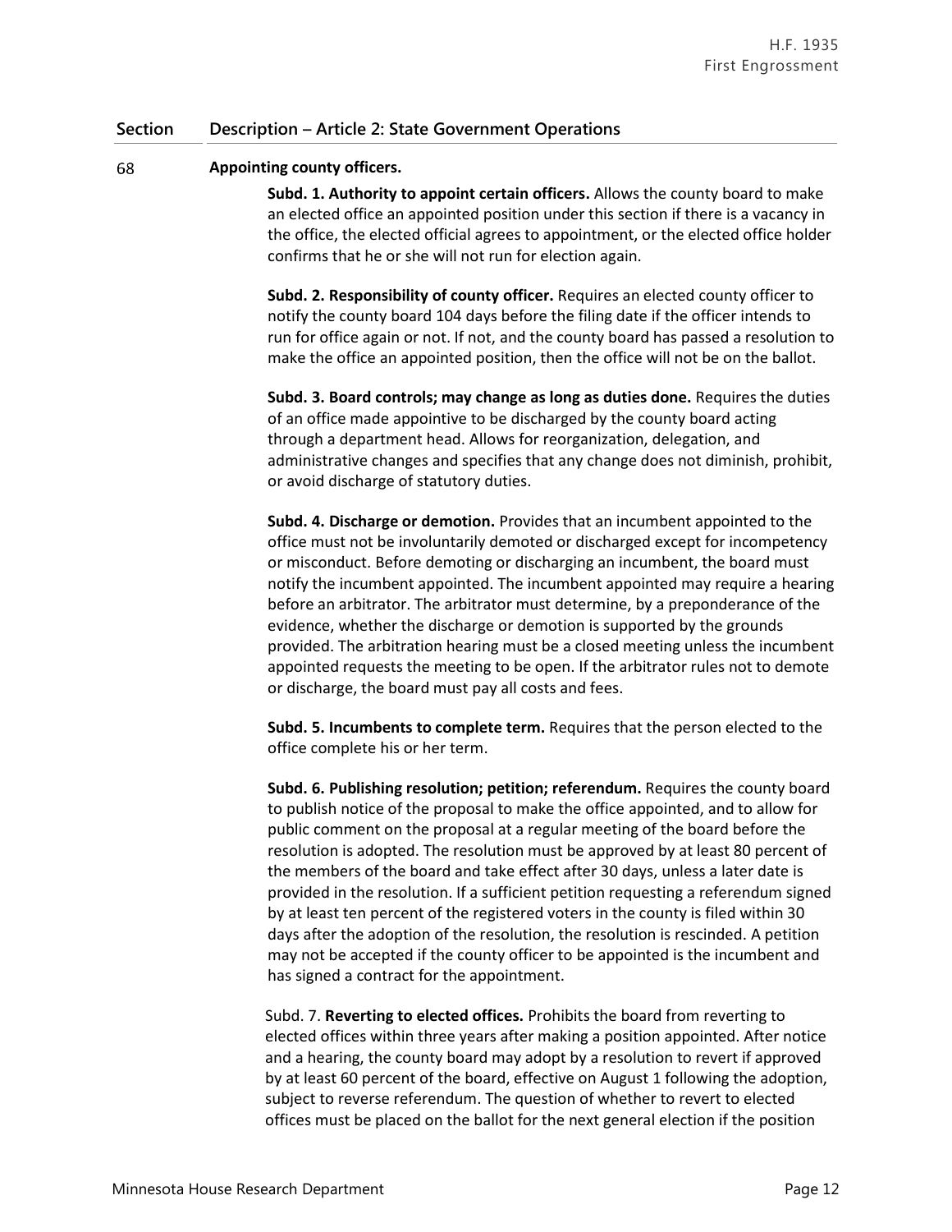| Section | Description – Article 2: State Government Operations |
|---|---|
| 68 | **Appointing county officers.** |

**Subd. 1. Authority to appoint certain officers.** Allows the county board to make an elected office an appointed position under this section if there is a vacancy in the office, the elected official agrees to appointment, or the elected office holder confirms that he or she will not run for election again.

**Subd. 2. Responsibility of county officer.** Requires an elected county officer to notify the county board 104 days before the filing date if the officer intends to run for office again or not. If not, and the county board has passed a resolution to make the office an appointed position, then the office will not be on the ballot.

**Subd. 3. Board controls; may change as long as duties done.** Requires the duties of an office made appointive to be discharged by the county board acting through a department head. Allows for reorganization, delegation, and administrative changes and specifies that any change does not diminish, prohibit, or avoid discharge of statutory duties.

**Subd. 4. Discharge or demotion.** Provides that an incumbent appointed to the office must not be involuntarily demoted or discharged except for incompetency or misconduct. Before demoting or discharging an incumbent, the board must notify the incumbent appointed. The incumbent appointed may require a hearing before an arbitrator. The arbitrator must determine, by a preponderance of the evidence, whether the discharge or demotion is supported by the grounds provided. The arbitration hearing must be a closed meeting unless the incumbent appointed requests the meeting to be open. If the arbitrator rules not to demote or discharge, the board must pay all costs and fees.

**Subd. 5. Incumbents to complete term.** Requires that the person elected to the office complete his or her term.

**Subd. 6. Publishing resolution; petition; referendum.** Requires the county board to publish notice of the proposal to make the office appointed, and to allow for public comment on the proposal at a regular meeting of the board before the resolution is adopted. The resolution must be approved by at least 80 percent of the members of the board and take effect after 30 days, unless a later date is provided in the resolution. If a sufficient petition requesting a referendum signed by at least ten percent of the registered voters in the county is filed within 30 days after the adoption of the resolution, the resolution is rescinded. A petition may not be accepted if the county officer to be appointed is the incumbent and has signed a contract for the appointment.

Subd. 7. **Reverting to elected offices.** Prohibits the board from reverting to elected offices within three years after making a position appointed. After notice and a hearing, the county board may adopt by a resolution to revert if approved by at least 60 percent of the board, effective on August 1 following the adoption, subject to reverse referendum. The question of whether to revert to elected offices must be placed on the ballot for the next general election if the position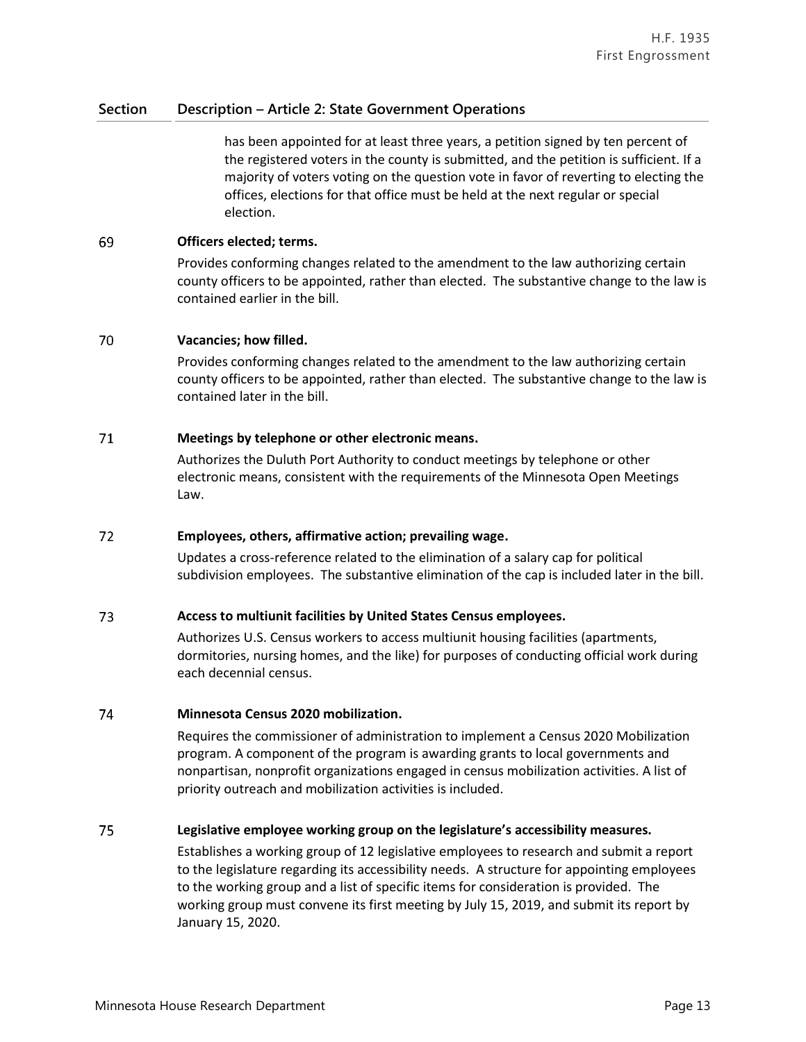| Section | Description – Article 2: State Government Operations |
|---|---|
| | has been appointed for at least three years, a petition signed by ten percent of the registered voters in the county is submitted, and the petition is sufficient. If a majority of voters voting on the question vote in favor of reverting to electing the offices, elections for that office must be held at the next regular or special election. |
| 69 | **Officers elected; terms.** Provides conforming changes related to the amendment to the law authorizing certain county officers to be appointed, rather than elected. The substantive change to the law is contained earlier in the bill. |
| 70 | **Vacancies; how filled.** Provides conforming changes related to the amendment to the law authorizing certain county officers to be appointed, rather than elected. The substantive change to the law is contained later in the bill. |
| 71 | **Meetings by telephone or other electronic means.** Authorizes the Duluth Port Authority to conduct meetings by telephone or other electronic means, consistent with the requirements of the Minnesota Open Meetings Law. |
| 72 | **Employees, others, affirmative action; prevailing wage.** Updates a cross-reference related to the elimination of a salary cap for political subdivision employees. The substantive elimination of the cap is included later in the bill. |
| 73 | **Access to multiunit facilities by United States Census employees.** Authorizes U.S. Census workers to access multiunit housing facilities (apartments, dormitories, nursing homes, and the like) for purposes of conducting official work during each decennial census. |
| 74 | **Minnesota Census 2020 mobilization.** Requires the commissioner of administration to implement a Census 2020 Mobilization program. A component of the program is awarding grants to local governments and nonpartisan, nonprofit organizations engaged in census mobilization activities. A list of priority outreach and mobilization activities is included. |
| 75 | **Legislative employee working group on the legislature's accessibility measures.** Establishes a working group of 12 legislative employees to research and submit a report to the legislature regarding its accessibility needs. A structure for appointing employees to the working group and a list of specific items for consideration is provided. The working group must convene its first meeting by July 15, 2019, and submit its report by January 15, 2020. |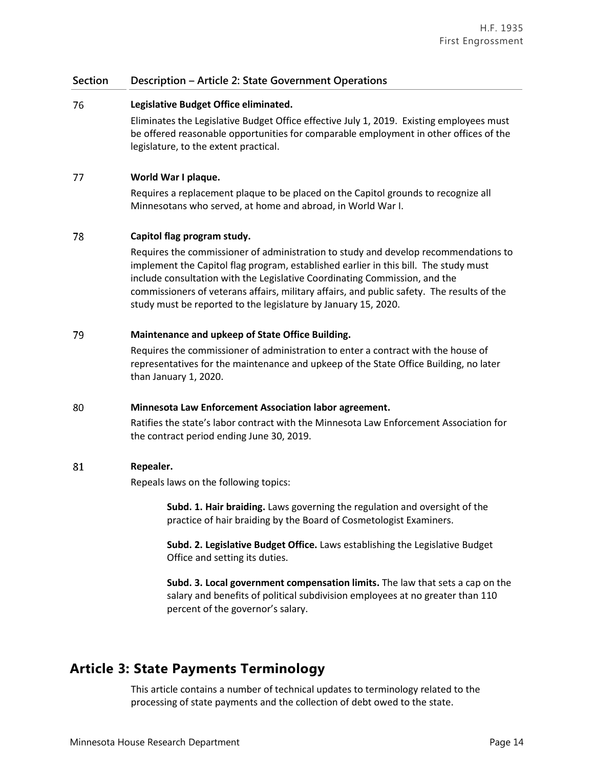| Section | Description – Article 2: State Government Operations |
|---|---|
| 76 | **Legislative Budget Office eliminated.**<br>Eliminates the Legislative Budget Office effective July 1, 2019. Existing employees must be offered reasonable opportunities for comparable employment in other offices of the legislature, to the extent practical. |
| 77 | **World War I plaque.**<br>Requires a replacement plaque to be placed on the Capitol grounds to recognize all Minnesotans who served, at home and abroad, in World War I. |
| 78 | **Capitol flag program study.**<br>Requires the commissioner of administration to study and develop recommendations to implement the Capitol flag program, established earlier in this bill. The study must include consultation with the Legislative Coordinating Commission, and the commissioners of veterans affairs, military affairs, and public safety. The results of the study must be reported to the legislature by January 15, 2020. |
| 79 | **Maintenance and upkeep of State Office Building.**<br>Requires the commissioner of administration to enter a contract with the house of representatives for the maintenance and upkeep of the State Office Building, no later than January 1, 2020. |
| 80 | **Minnesota Law Enforcement Association labor agreement.**<br>Ratifies the state's labor contract with the Minnesota Law Enforcement Association for the contract period ending June 30, 2019. |
| 81 | **Repealer.**<br>Repeals laws on the following topics:<br>**Subd. 1. Hair braiding.** Laws governing the regulation and oversight of the practice of hair braiding by the Board of Cosmetologist Examiners.<br>**Subd. 2. Legislative Budget Office.** Laws establishing the Legislative Budget Office and setting its duties.<br>**Subd. 3. Local government compensation limits.** The law that sets a cap on the salary and benefits of political subdivision employees at no greater than 110 percent of the governor's salary. |

## Article 3: State Payments Terminology

This article contains a number of technical updates to terminology related to the processing of state payments and the collection of debt owed to the state.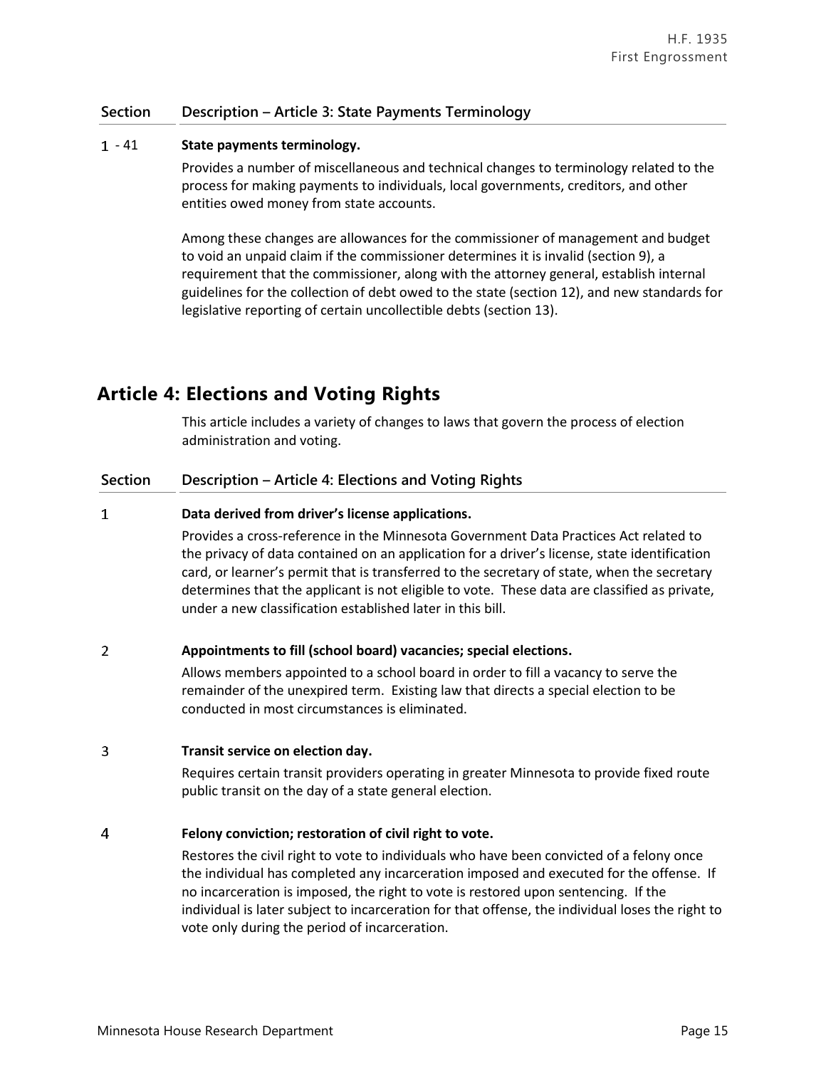| Section | Description – Article 3: State Payments Terminology |
|---|---|
| 1 - 41 | **State payments terminology.**<br>Provides a number of miscellaneous and technical changes to terminology related to the process for making payments to individuals, local governments, creditors, and other entities owed money from state accounts.<br><br>Among these changes are allowances for the commissioner of management and budget to void an unpaid claim if the commissioner determines it is invalid (section 9), a requirement that the commissioner, along with the attorney general, establish internal guidelines for the collection of debt owed to the state (section 12), and new standards for legislative reporting of certain uncollectible debts (section 13). |

## Article 4: Elections and Voting Rights

This article includes a variety of changes to laws that govern the process of election administration and voting.

| Section | Description – Article 4: Elections and Voting Rights |
|---|---|
| 1 | **Data derived from driver's license applications.**<br>Provides a cross-reference in the Minnesota Government Data Practices Act related to the privacy of data contained on an application for a driver's license, state identification card, or learner's permit that is transferred to the secretary of state, when the secretary determines that the applicant is not eligible to vote. These data are classified as private, under a new classification established later in this bill. |
| 2 | **Appointments to fill (school board) vacancies; special elections.**<br>Allows members appointed to a school board in order to fill a vacancy to serve the remainder of the unexpired term. Existing law that directs a special election to be conducted in most circumstances is eliminated. |
| 3 | **Transit service on election day.**<br>Requires certain transit providers operating in greater Minnesota to provide fixed route public transit on the day of a state general election. |
| 4 | **Felony conviction; restoration of civil right to vote.**<br>Restores the civil right to vote to individuals who have been convicted of a felony once the individual has completed any incarceration imposed and executed for the offense. If no incarceration is imposed, the right to vote is restored upon sentencing. If the individual is later subject to incarceration for that offense, the individual loses the right to vote only during the period of incarceration. |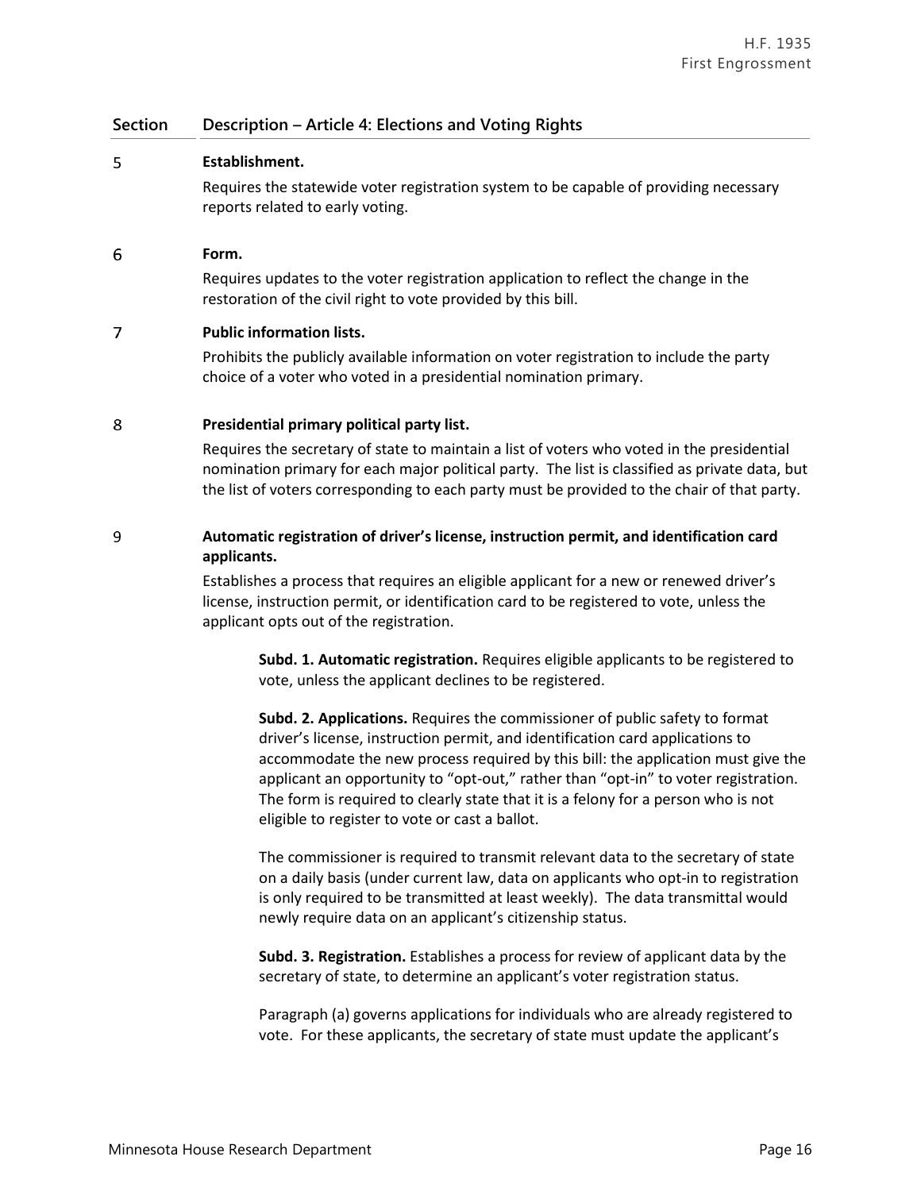| Section | Description – Article 4: Elections and Voting Rights |
|---|---|
| 5 | **Establishment.**<br>Requires the statewide voter registration system to be capable of providing necessary reports related to early voting. |
| 6 | **Form.**<br>Requires updates to the voter registration application to reflect the change in the restoration of the civil right to vote provided by this bill. |
| 7 | **Public information lists.**<br>Prohibits the publicly available information on voter registration to include the party choice of a voter who voted in a presidential nomination primary. |
| 8 | **Presidential primary political party list.**<br>Requires the secretary of state to maintain a list of voters who voted in the presidential nomination primary for each major political party. The list is classified as private data, but the list of voters corresponding to each party must be provided to the chair of that party. |
| 9 | **Automatic registration of driver's license, instruction permit, and identification card applicants.**<br>Establishes a process that requires an eligible applicant for a new or renewed driver's license, instruction permit, or identification card to be registered to vote, unless the applicant opts out of the registration.<br><br>**Subd. 1. Automatic registration.** Requires eligible applicants to be registered to vote, unless the applicant declines to be registered.<br><br>**Subd. 2. Applications.** Requires the commissioner of public safety to format driver's license, instruction permit, and identification card applications to accommodate the new process required by this bill: the application must give the applicant an opportunity to "opt-out," rather than "opt-in" to voter registration. The form is required to clearly state that it is a felony for a person who is not eligible to register to vote or cast a ballot.<br><br>The commissioner is required to transmit relevant data to the secretary of state on a daily basis (under current law, data on applicants who opt-in to registration is only required to be transmitted at least weekly). The data transmittal would newly require data on an applicant's citizenship status.<br><br>**Subd. 3. Registration.** Establishes a process for review of applicant data by the secretary of state, to determine an applicant's voter registration status.<br><br>Paragraph (a) governs applications for individuals who are already registered to vote. For these applicants, the secretary of state must update the applicant's |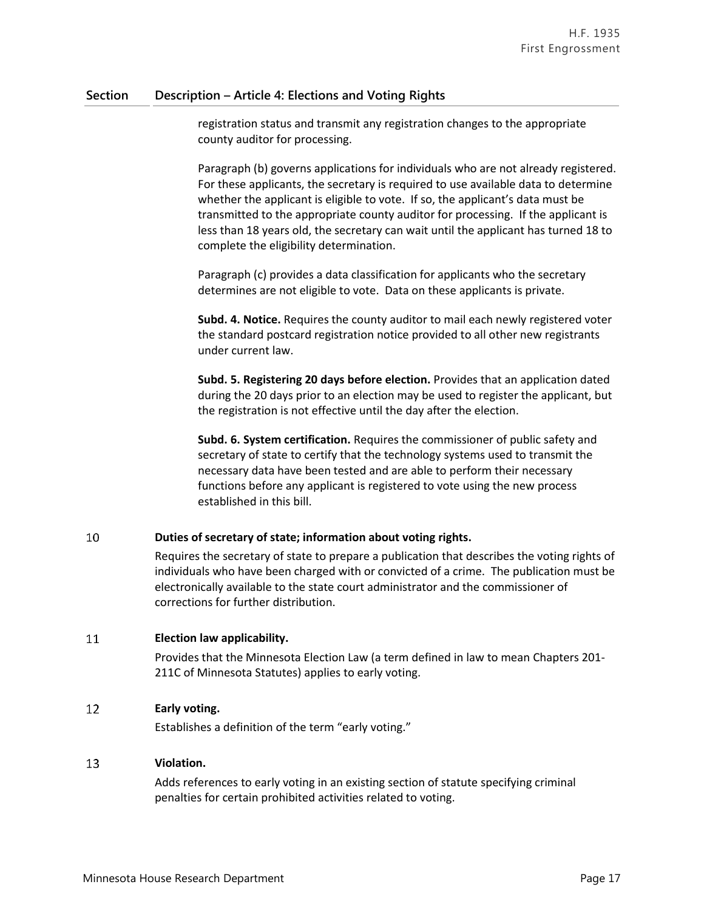| Section | Description – Article 4: Elections and Voting Rights |
|---|---|
| | registration status and transmit any registration changes to the appropriate county auditor for processing.<br><br>Paragraph (b) governs applications for individuals who are not already registered. For these applicants, the secretary is required to use available data to determine whether the applicant is eligible to vote. If so, the applicant's data must be transmitted to the appropriate county auditor for processing. If the applicant is less than 18 years old, the secretary can wait until the applicant has turned 18 to complete the eligibility determination.<br><br>Paragraph (c) provides a data classification for applicants who the secretary determines are not eligible to vote. Data on these applicants is private.<br><br>**Subd. 4. Notice.** Requires the county auditor to mail each newly registered voter the standard postcard registration notice provided to all other new registrants under current law.<br><br>**Subd. 5. Registering 20 days before election.** Provides that an application dated during the 20 days prior to an election may be used to register the applicant, but the registration is not effective until the day after the election.<br><br>**Subd. 6. System certification.** Requires the commissioner of public safety and secretary of state to certify that the technology systems used to transmit the necessary data have been tested and are able to perform their necessary functions before any applicant is registered to vote using the new process established in this bill. |
| 10 | **Duties of secretary of state; information about voting rights.**<br><br>Requires the secretary of state to prepare a publication that describes the voting rights of individuals who have been charged with or convicted of a crime. The publication must be electronically available to the state court administrator and the commissioner of corrections for further distribution. |
| 11 | **Election law applicability.**<br><br>Provides that the Minnesota Election Law (a term defined in law to mean Chapters 201-211C of Minnesota Statutes) applies to early voting. |
| 12 | **Early voting.**<br><br>Establishes a definition of the term "early voting." |
| 13 | **Violation.**<br><br>Adds references to early voting in an existing section of statute specifying criminal penalties for certain prohibited activities related to voting. |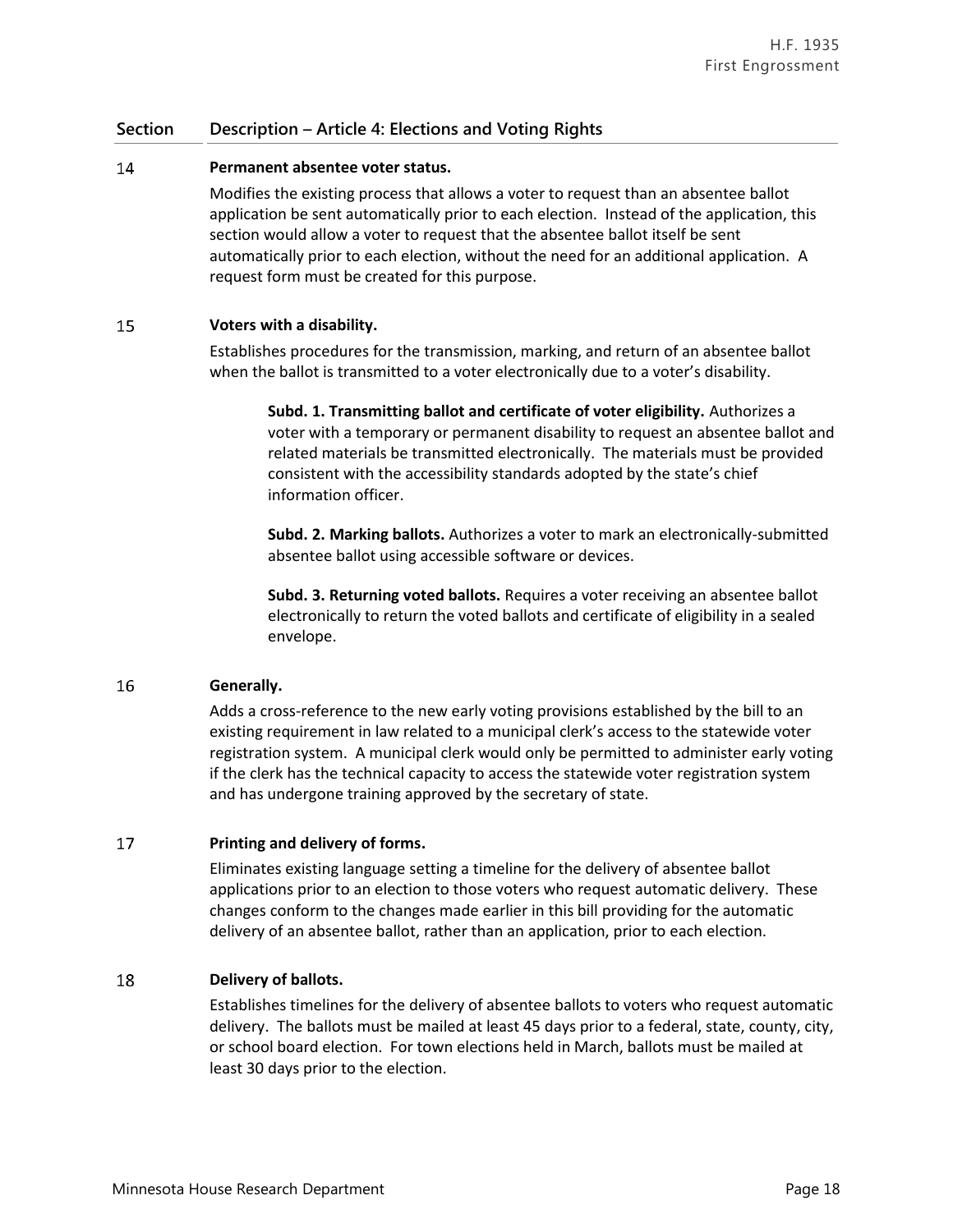| Section | Description – Article 4: Elections and Voting Rights |
|---|---|
| 14 | **Permanent absentee voter status.**<br>Modifies the existing process that allows a voter to request than an absentee ballot application be sent automatically prior to each election. Instead of the application, this section would allow a voter to request that the absentee ballot itself be sent automatically prior to each election, without the need for an additional application. A request form must be created for this purpose. |
| 15 | **Voters with a disability.**<br>Establishes procedures for the transmission, marking, and return of an absentee ballot when the ballot is transmitted to a voter electronically due to a voter's disability.<br><br>**Subd. 1. Transmitting ballot and certificate of voter eligibility.** Authorizes a voter with a temporary or permanent disability to request an absentee ballot and related materials be transmitted electronically. The materials must be provided consistent with the accessibility standards adopted by the state's chief information officer.<br><br>**Subd. 2. Marking ballots.** Authorizes a voter to mark an electronically-submitted absentee ballot using accessible software or devices.<br><br>**Subd. 3. Returning voted ballots.** Requires a voter receiving an absentee ballot electronically to return the voted ballots and certificate of eligibility in a sealed envelope. |
| 16 | **Generally.**<br>Adds a cross-reference to the new early voting provisions established by the bill to an existing requirement in law related to a municipal clerk's access to the statewide voter registration system. A municipal clerk would only be permitted to administer early voting if the clerk has the technical capacity to access the statewide voter registration system and has undergone training approved by the secretary of state. |
| 17 | **Printing and delivery of forms.**<br>Eliminates existing language setting a timeline for the delivery of absentee ballot applications prior to an election to those voters who request automatic delivery. These changes conform to the changes made earlier in this bill providing for the automatic delivery of an absentee ballot, rather than an application, prior to each election. |
| 18 | **Delivery of ballots.**<br>Establishes timelines for the delivery of absentee ballots to voters who request automatic delivery. The ballots must be mailed at least 45 days prior to a federal, state, county, city, or school board election. For town elections held in March, ballots must be mailed at least 30 days prior to the election. |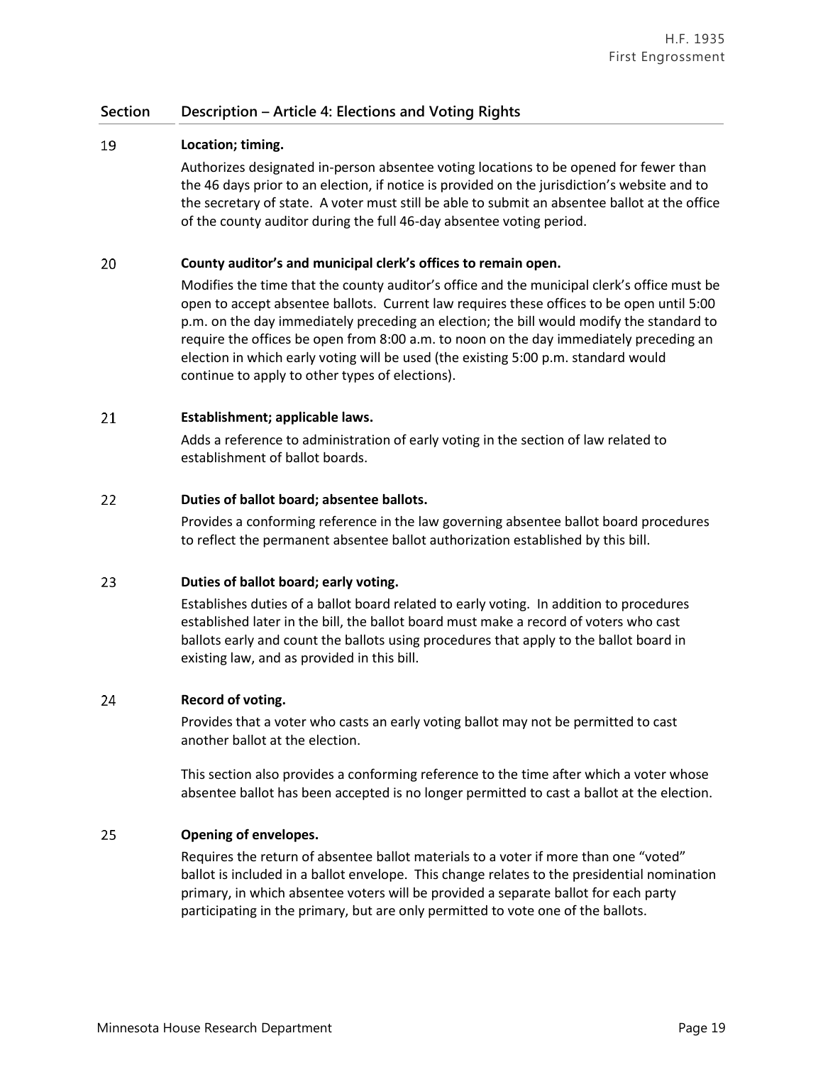| Section | Description – Article 4: Elections and Voting Rights |
|---|---|
| 19 | **Location; timing.**<br><br>Authorizes designated in-person absentee voting locations to be opened for fewer than the 46 days prior to an election, if notice is provided on the jurisdiction's website and to the secretary of state. A voter must still be able to submit an absentee ballot at the office of the county auditor during the full 46-day absentee voting period. |
| 20 | **County auditor's and municipal clerk's offices to remain open.**<br><br>Modifies the time that the county auditor's office and the municipal clerk's office must be open to accept absentee ballots. Current law requires these offices to be open until 5:00 p.m. on the day immediately preceding an election; the bill would modify the standard to require the offices be open from 8:00 a.m. to noon on the day immediately preceding an election in which early voting will be used (the existing 5:00 p.m. standard would continue to apply to other types of elections). |
| 21 | **Establishment; applicable laws.**<br><br>Adds a reference to administration of early voting in the section of law related to establishment of ballot boards. |
| 22 | **Duties of ballot board; absentee ballots.**<br><br>Provides a conforming reference in the law governing absentee ballot board procedures to reflect the permanent absentee ballot authorization established by this bill. |
| 23 | **Duties of ballot board; early voting.**<br><br>Establishes duties of a ballot board related to early voting. In addition to procedures established later in the bill, the ballot board must make a record of voters who cast ballots early and count the ballots using procedures that apply to the ballot board in existing law, and as provided in this bill. |
| 24 | **Record of voting.**<br><br>Provides that a voter who casts an early voting ballot may not be permitted to cast another ballot at the election.<br><br>This section also provides a conforming reference to the time after which a voter whose absentee ballot has been accepted is no longer permitted to cast a ballot at the election. |
| 25 | **Opening of envelopes.**<br><br>Requires the return of absentee ballot materials to a voter if more than one "voted" ballot is included in a ballot envelope. This change relates to the presidential nomination primary, in which absentee voters will be provided a separate ballot for each party participating in the primary, but are only permitted to vote one of the ballots. |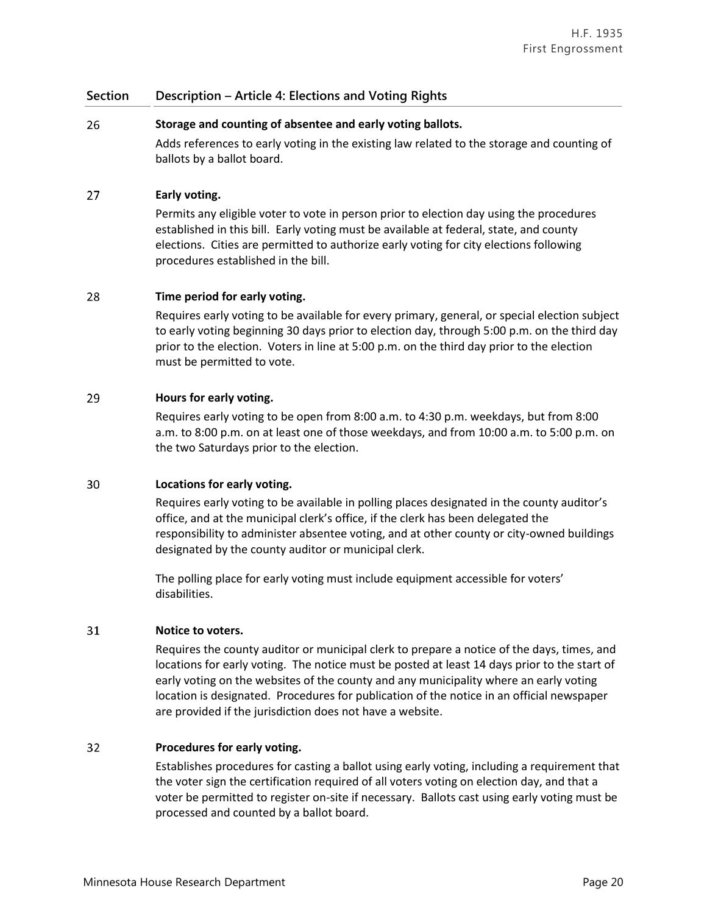| Section | Description – Article 4: Elections and Voting Rights |
|---|---|
| 26 | **Storage and counting of absentee and early voting ballots.**<br>Adds references to early voting in the existing law related to the storage and counting of ballots by a ballot board. |
| 27 | **Early voting.**<br>Permits any eligible voter to vote in person prior to election day using the procedures established in this bill. Early voting must be available at federal, state, and county elections. Cities are permitted to authorize early voting for city elections following procedures established in the bill. |
| 28 | **Time period for early voting.**<br>Requires early voting to be available for every primary, general, or special election subject to early voting beginning 30 days prior to election day, through 5:00 p.m. on the third day prior to the election. Voters in line at 5:00 p.m. on the third day prior to the election must be permitted to vote. |
| 29 | **Hours for early voting.**<br>Requires early voting to be open from 8:00 a.m. to 4:30 p.m. weekdays, but from 8:00 a.m. to 8:00 p.m. on at least one of those weekdays, and from 10:00 a.m. to 5:00 p.m. on the two Saturdays prior to the election. |
| 30 | **Locations for early voting.**<br>Requires early voting to be available in polling places designated in the county auditor's office, and at the municipal clerk's office, if the clerk has been delegated the responsibility to administer absentee voting, and at other county or city-owned buildings designated by the county auditor or municipal clerk.<br><br>The polling place for early voting must include equipment accessible for voters' disabilities. |
| 31 | **Notice to voters.**<br>Requires the county auditor or municipal clerk to prepare a notice of the days, times, and locations for early voting. The notice must be posted at least 14 days prior to the start of early voting on the websites of the county and any municipality where an early voting location is designated. Procedures for publication of the notice in an official newspaper are provided if the jurisdiction does not have a website. |
| 32 | **Procedures for early voting.**<br>Establishes procedures for casting a ballot using early voting, including a requirement that the voter sign the certification required of all voters voting on election day, and that a voter be permitted to register on-site if necessary. Ballots cast using early voting must be processed and counted by a ballot board. |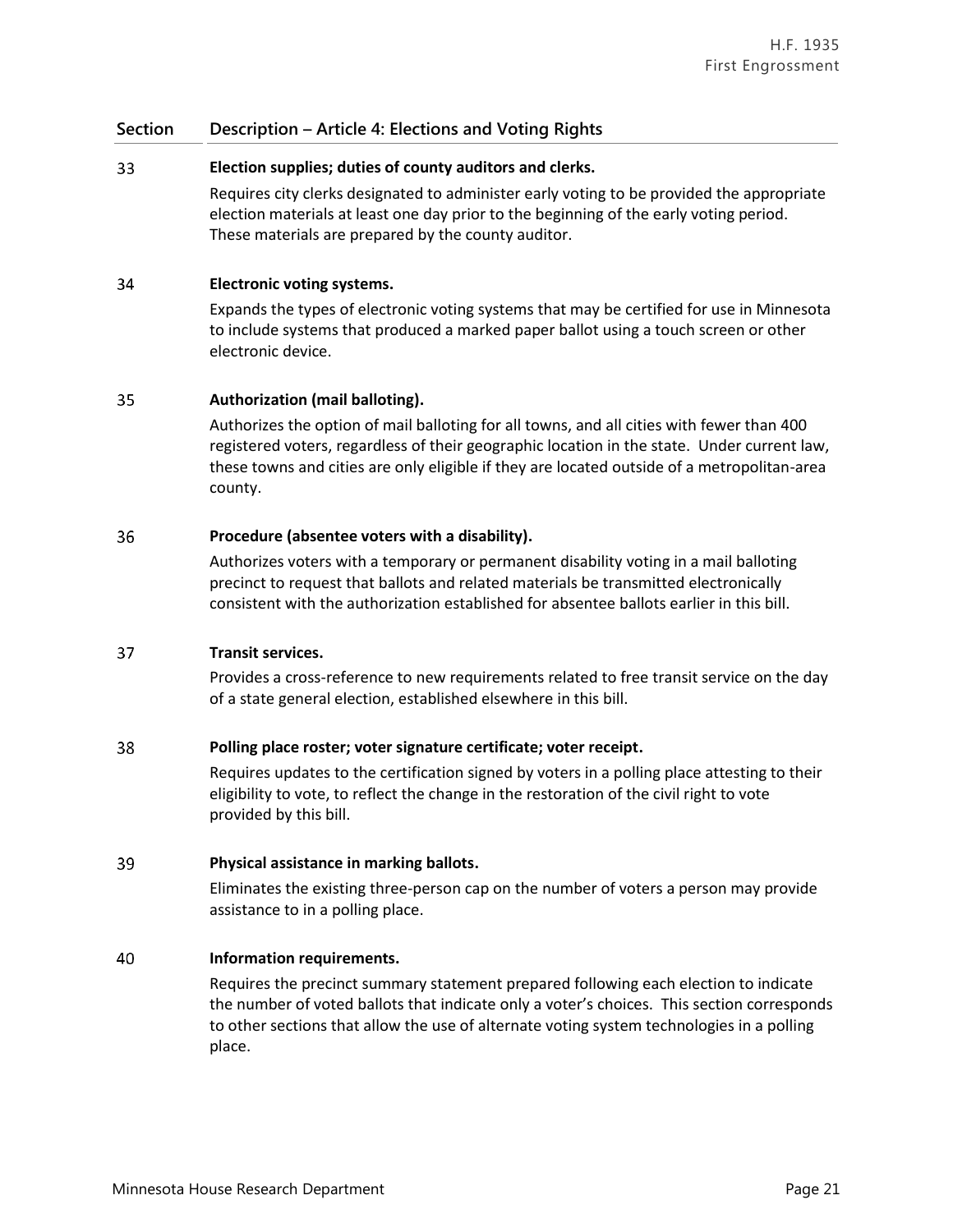| Section | Description – Article 4: Elections and Voting Rights |
|---|---|
| 33 | **Election supplies; duties of county auditors and clerks.**<br><br>Requires city clerks designated to administer early voting to be provided the appropriate election materials at least one day prior to the beginning of the early voting period. These materials are prepared by the county auditor. |
| 34 | **Electronic voting systems.**<br><br>Expands the types of electronic voting systems that may be certified for use in Minnesota to include systems that produced a marked paper ballot using a touch screen or other electronic device. |
| 35 | **Authorization (mail balloting).**<br><br>Authorizes the option of mail balloting for all towns, and all cities with fewer than 400 registered voters, regardless of their geographic location in the state. Under current law, these towns and cities are only eligible if they are located outside of a metropolitan-area county. |
| 36 | **Procedure (absentee voters with a disability).**<br><br>Authorizes voters with a temporary or permanent disability voting in a mail balloting precinct to request that ballots and related materials be transmitted electronically consistent with the authorization established for absentee ballots earlier in this bill. |
| 37 | **Transit services.**<br><br>Provides a cross-reference to new requirements related to free transit service on the day of a state general election, established elsewhere in this bill. |
| 38 | **Polling place roster; voter signature certificate; voter receipt.**<br><br>Requires updates to the certification signed by voters in a polling place attesting to their eligibility to vote, to reflect the change in the restoration of the civil right to vote provided by this bill. |
| 39 | **Physical assistance in marking ballots.**<br><br>Eliminates the existing three-person cap on the number of voters a person may provide assistance to in a polling place. |
| 40 | **Information requirements.**<br><br>Requires the precinct summary statement prepared following each election to indicate the number of voted ballots that indicate only a voter's choices. This section corresponds to other sections that allow the use of alternate voting system technologies in a polling place. |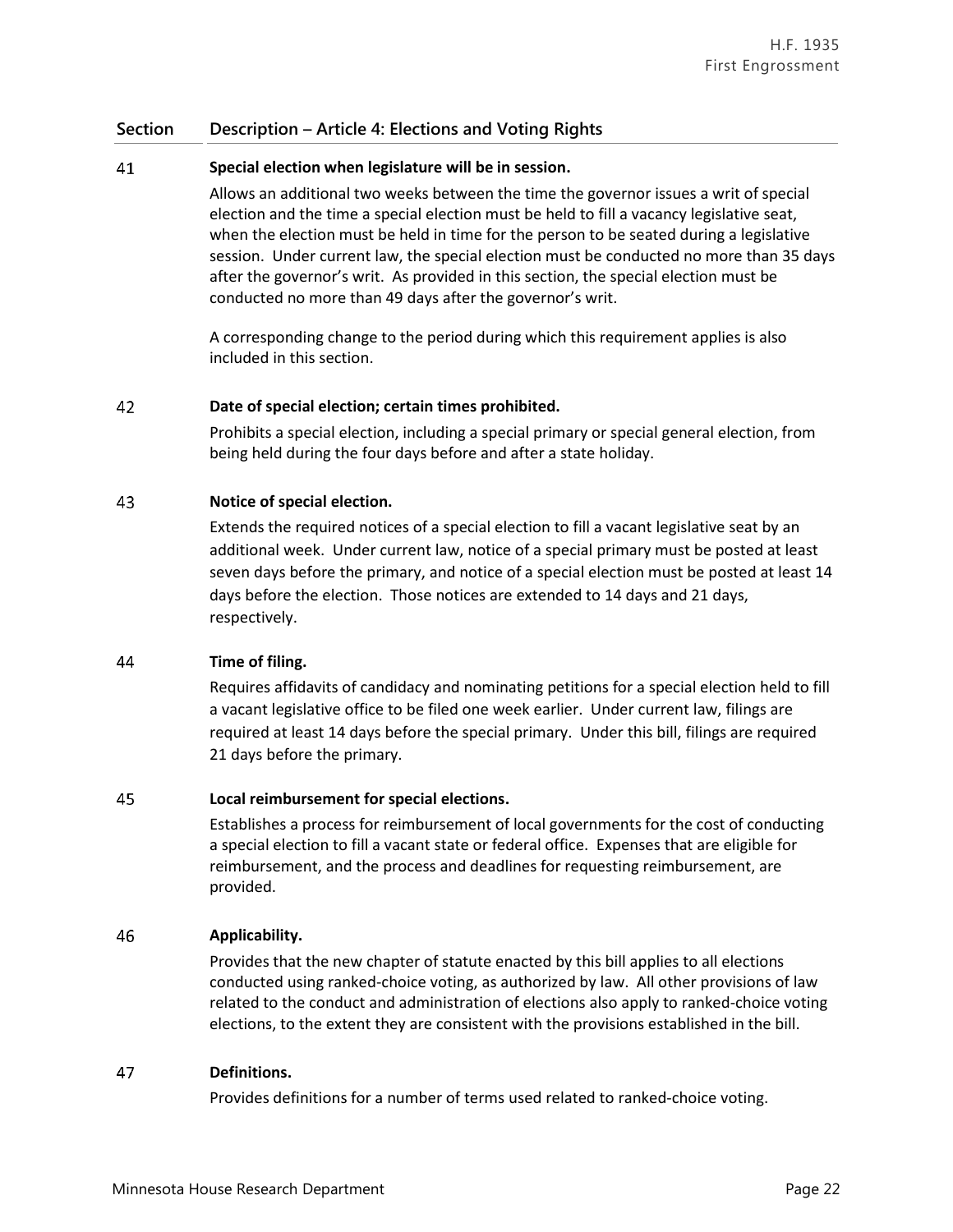| Section | Description – Article 4: Elections and Voting Rights |
|---|---|
| 41 | **Special election when legislature will be in session.**<br><br>Allows an additional two weeks between the time the governor issues a writ of special election and the time a special election must be held to fill a vacancy legislative seat, when the election must be held in time for the person to be seated during a legislative session. Under current law, the special election must be conducted no more than 35 days after the governor's writ. As provided in this section, the special election must be conducted no more than 49 days after the governor's writ.<br><br>A corresponding change to the period during which this requirement applies is also included in this section. |
| 42 | **Date of special election; certain times prohibited.**<br><br>Prohibits a special election, including a special primary or special general election, from being held during the four days before and after a state holiday. |
| 43 | **Notice of special election.**<br><br>Extends the required notices of a special election to fill a vacant legislative seat by an additional week. Under current law, notice of a special primary must be posted at least seven days before the primary, and notice of a special election must be posted at least 14 days before the election. Those notices are extended to 14 days and 21 days, respectively. |
| 44 | **Time of filing.**<br><br>Requires affidavits of candidacy and nominating petitions for a special election held to fill a vacant legislative office to be filed one week earlier. Under current law, filings are required at least 14 days before the special primary. Under this bill, filings are required 21 days before the primary. |
| 45 | **Local reimbursement for special elections.**<br><br>Establishes a process for reimbursement of local governments for the cost of conducting a special election to fill a vacant state or federal office. Expenses that are eligible for reimbursement, and the process and deadlines for requesting reimbursement, are provided. |
| 46 | **Applicability.**<br><br>Provides that the new chapter of statute enacted by this bill applies to all elections conducted using ranked-choice voting, as authorized by law. All other provisions of law related to the conduct and administration of elections also apply to ranked-choice voting elections, to the extent they are consistent with the provisions established in the bill. |
| 47 | **Definitions.**<br><br>Provides definitions for a number of terms used related to ranked-choice voting. |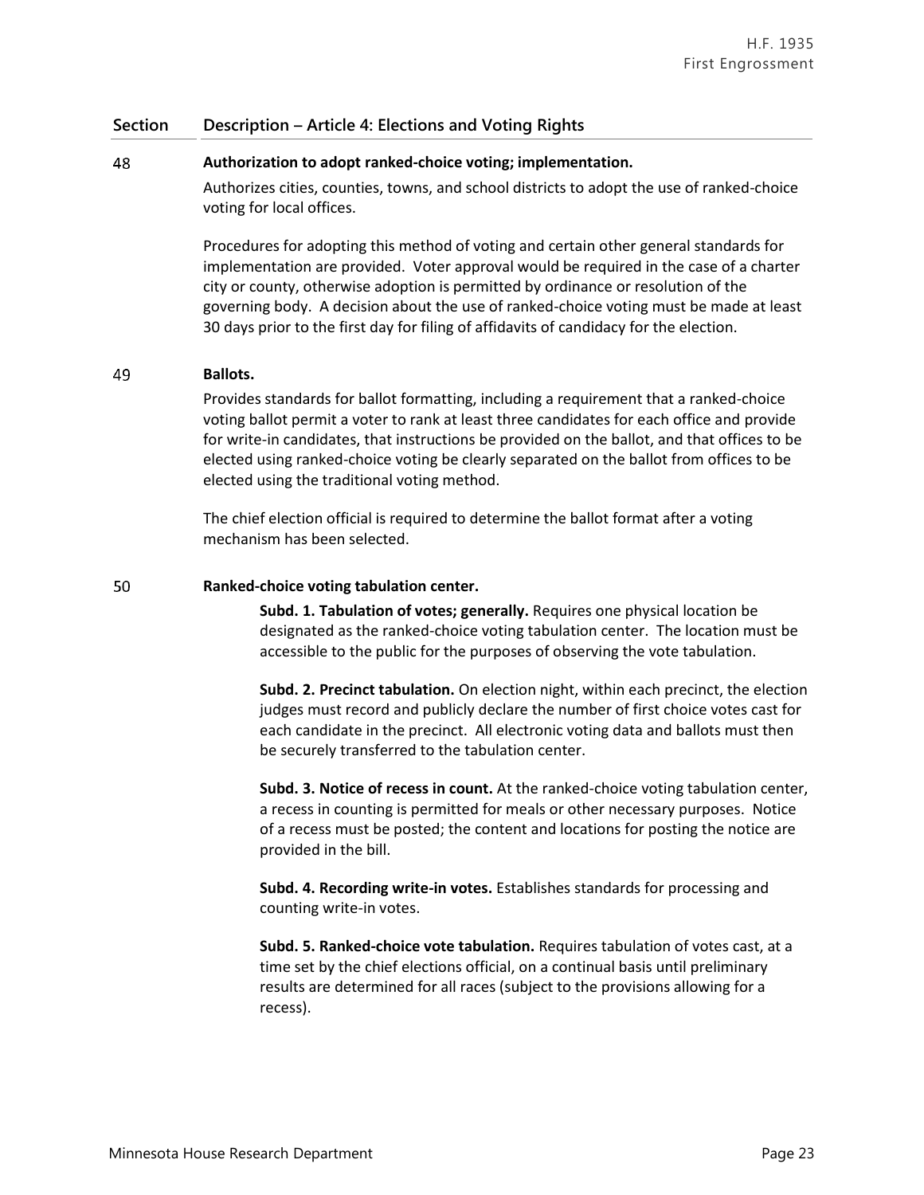| Section | Description – Article 4: Elections and Voting Rights |
| --- | --- |
| 48 | **Authorization to adopt ranked-choice voting; implementation.**<br><br>Authorizes cities, counties, towns, and school districts to adopt the use of ranked-choice voting for local offices.<br><br>Procedures for adopting this method of voting and certain other general standards for implementation are provided. Voter approval would be required in the case of a charter city or county, otherwise adoption is permitted by ordinance or resolution of the governing body. A decision about the use of ranked-choice voting must be made at least 30 days prior to the first day for filing of affidavits of candidacy for the election. |
| 49 | **Ballots.**<br><br>Provides standards for ballot formatting, including a requirement that a ranked-choice voting ballot permit a voter to rank at least three candidates for each office and provide for write-in candidates, that instructions be provided on the ballot, and that offices to be elected using ranked-choice voting be clearly separated on the ballot from offices to be elected using the traditional voting method.<br><br>The chief election official is required to determine the ballot format after a voting mechanism has been selected. |
| 50 | **Ranked-choice voting tabulation center.**<br><br>**Subd. 1. Tabulation of votes; generally.** Requires one physical location be designated as the ranked-choice voting tabulation center. The location must be accessible to the public for the purposes of observing the vote tabulation.<br><br>**Subd. 2. Precinct tabulation.** On election night, within each precinct, the election judges must record and publicly declare the number of first choice votes cast for each candidate in the precinct. All electronic voting data and ballots must then be securely transferred to the tabulation center.<br><br>**Subd. 3. Notice of recess in count.** At the ranked-choice voting tabulation center, a recess in counting is permitted for meals or other necessary purposes. Notice of a recess must be posted; the content and locations for posting the notice are provided in the bill.<br><br>**Subd. 4. Recording write-in votes.** Establishes standards for processing and counting write-in votes.<br><br>**Subd. 5. Ranked-choice vote tabulation.** Requires tabulation of votes cast, at a time set by the chief elections official, on a continual basis until preliminary results are determined for all races (subject to the provisions allowing for a recess). |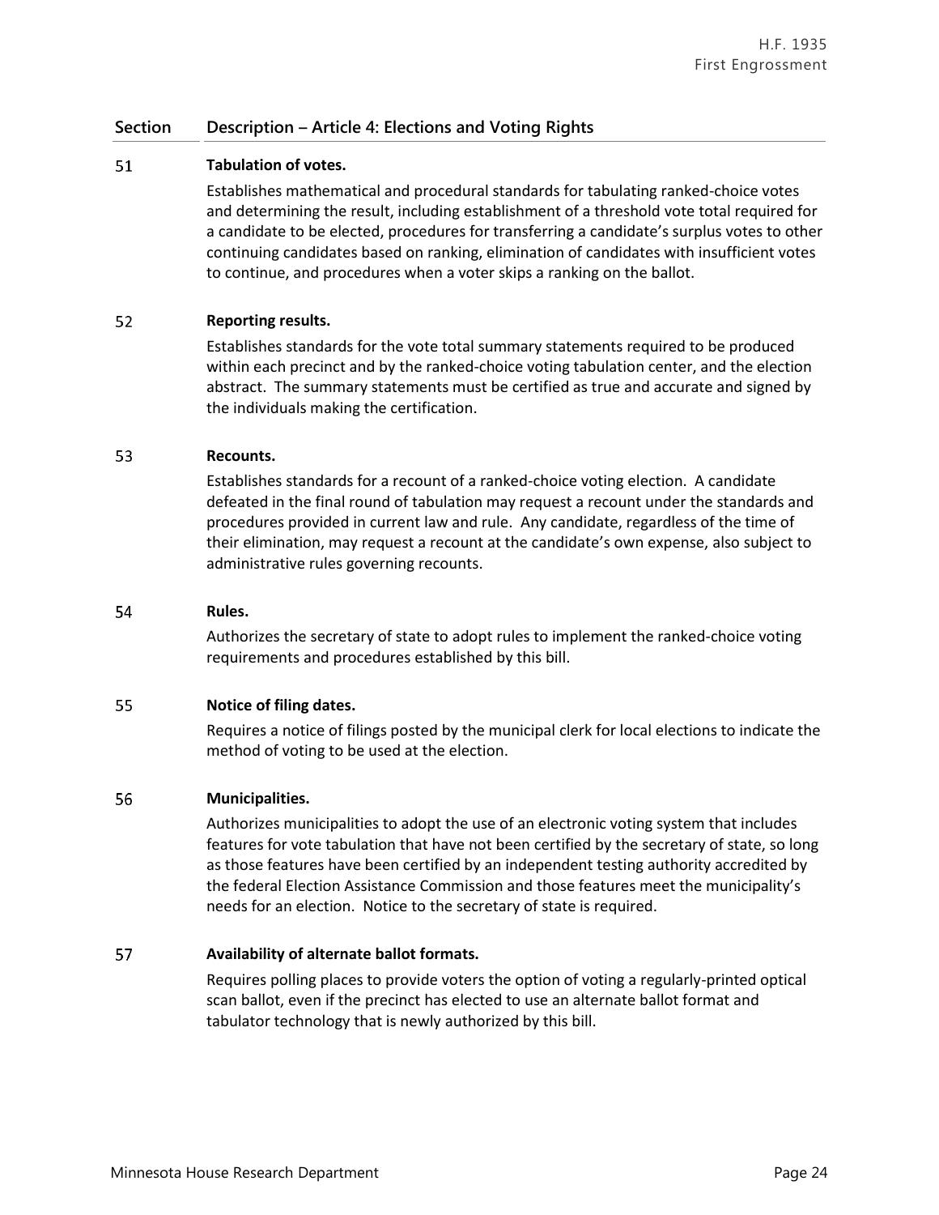| Section | Description – Article 4: Elections and Voting Rights |
|---|---|
| 51 | **Tabulation of votes.**<br>Establishes mathematical and procedural standards for tabulating ranked-choice votes and determining the result, including establishment of a threshold vote total required for a candidate to be elected, procedures for transferring a candidate's surplus votes to other continuing candidates based on ranking, elimination of candidates with insufficient votes to continue, and procedures when a voter skips a ranking on the ballot. |
| 52 | **Reporting results.**<br>Establishes standards for the vote total summary statements required to be produced within each precinct and by the ranked-choice voting tabulation center, and the election abstract. The summary statements must be certified as true and accurate and signed by the individuals making the certification. |
| 53 | **Recounts.**<br>Establishes standards for a recount of a ranked-choice voting election. A candidate defeated in the final round of tabulation may request a recount under the standards and procedures provided in current law and rule. Any candidate, regardless of the time of their elimination, may request a recount at the candidate's own expense, also subject to administrative rules governing recounts. |
| 54 | **Rules.**<br>Authorizes the secretary of state to adopt rules to implement the ranked-choice voting requirements and procedures established by this bill. |
| 55 | **Notice of filing dates.**<br>Requires a notice of filings posted by the municipal clerk for local elections to indicate the method of voting to be used at the election. |
| 56 | **Municipalities.**<br>Authorizes municipalities to adopt the use of an electronic voting system that includes features for vote tabulation that have not been certified by the secretary of state, so long as those features have been certified by an independent testing authority accredited by the federal Election Assistance Commission and those features meet the municipality's needs for an election. Notice to the secretary of state is required. |
| 57 | **Availability of alternate ballot formats.**<br>Requires polling places to provide voters the option of voting a regularly-printed optical scan ballot, even if the precinct has elected to use an alternate ballot format and tabulator technology that is newly authorized by this bill. |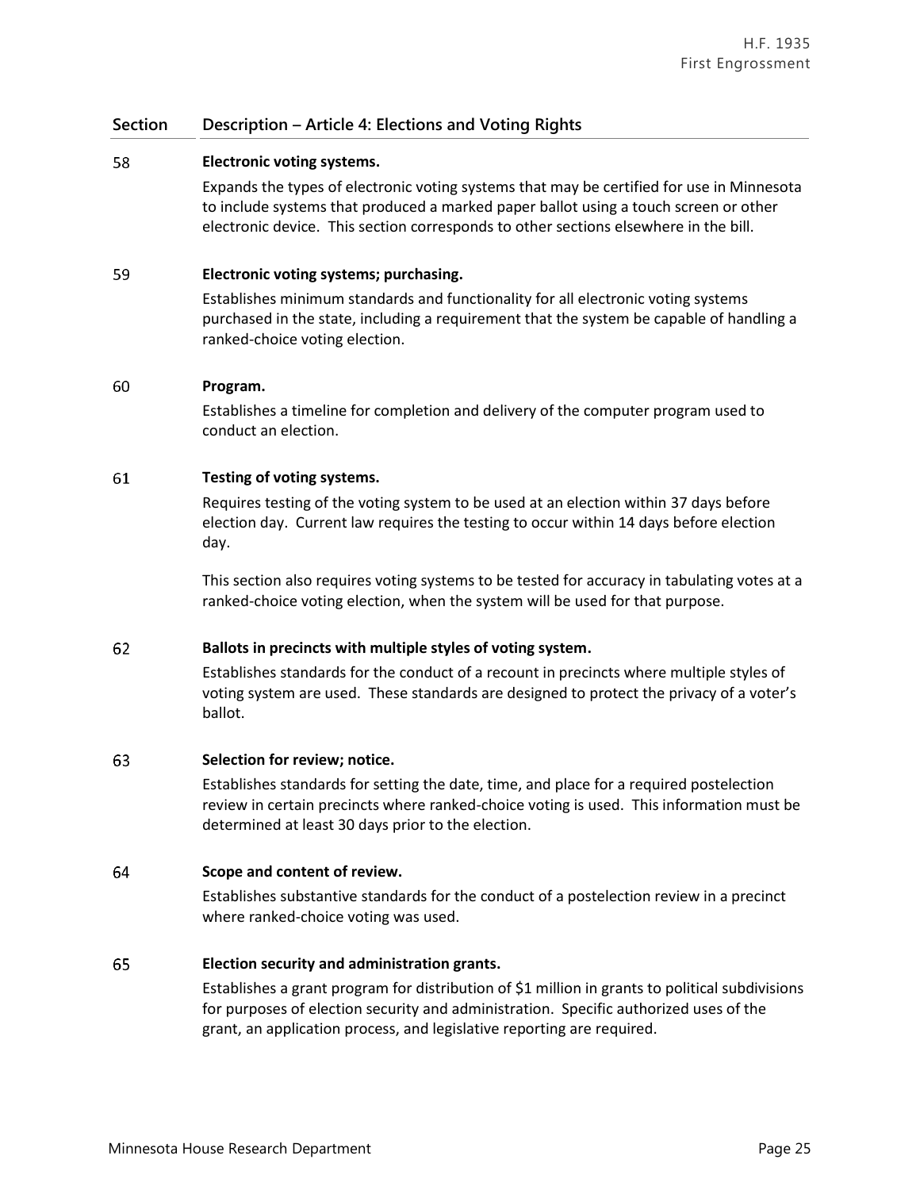| Section | Description – Article 4: Elections and Voting Rights |
| --- | --- |
| 58 | **Electronic voting systems.**<br><br>Expands the types of electronic voting systems that may be certified for use in Minnesota to include systems that produced a marked paper ballot using a touch screen or other electronic device. This section corresponds to other sections elsewhere in the bill. |
| 59 | **Electronic voting systems; purchasing.**<br><br>Establishes minimum standards and functionality for all electronic voting systems purchased in the state, including a requirement that the system be capable of handling a ranked-choice voting election. |
| 60 | **Program.**<br><br>Establishes a timeline for completion and delivery of the computer program used to conduct an election. |
| 61 | **Testing of voting systems.**<br><br>Requires testing of the voting system to be used at an election within 37 days before election day. Current law requires the testing to occur within 14 days before election day.<br><br>This section also requires voting systems to be tested for accuracy in tabulating votes at a ranked-choice voting election, when the system will be used for that purpose. |
| 62 | **Ballots in precincts with multiple styles of voting system.**<br><br>Establishes standards for the conduct of a recount in precincts where multiple styles of voting system are used. These standards are designed to protect the privacy of a voter's ballot. |
| 63 | **Selection for review; notice.**<br><br>Establishes standards for setting the date, time, and place for a required postelection review in certain precincts where ranked-choice voting is used. This information must be determined at least 30 days prior to the election. |
| 64 | **Scope and content of review.**<br><br>Establishes substantive standards for the conduct of a postelection review in a precinct where ranked-choice voting was used. |
| 65 | **Election security and administration grants.**<br><br>Establishes a grant program for distribution of $1 million in grants to political subdivisions for purposes of election security and administration. Specific authorized uses of the grant, an application process, and legislative reporting are required. |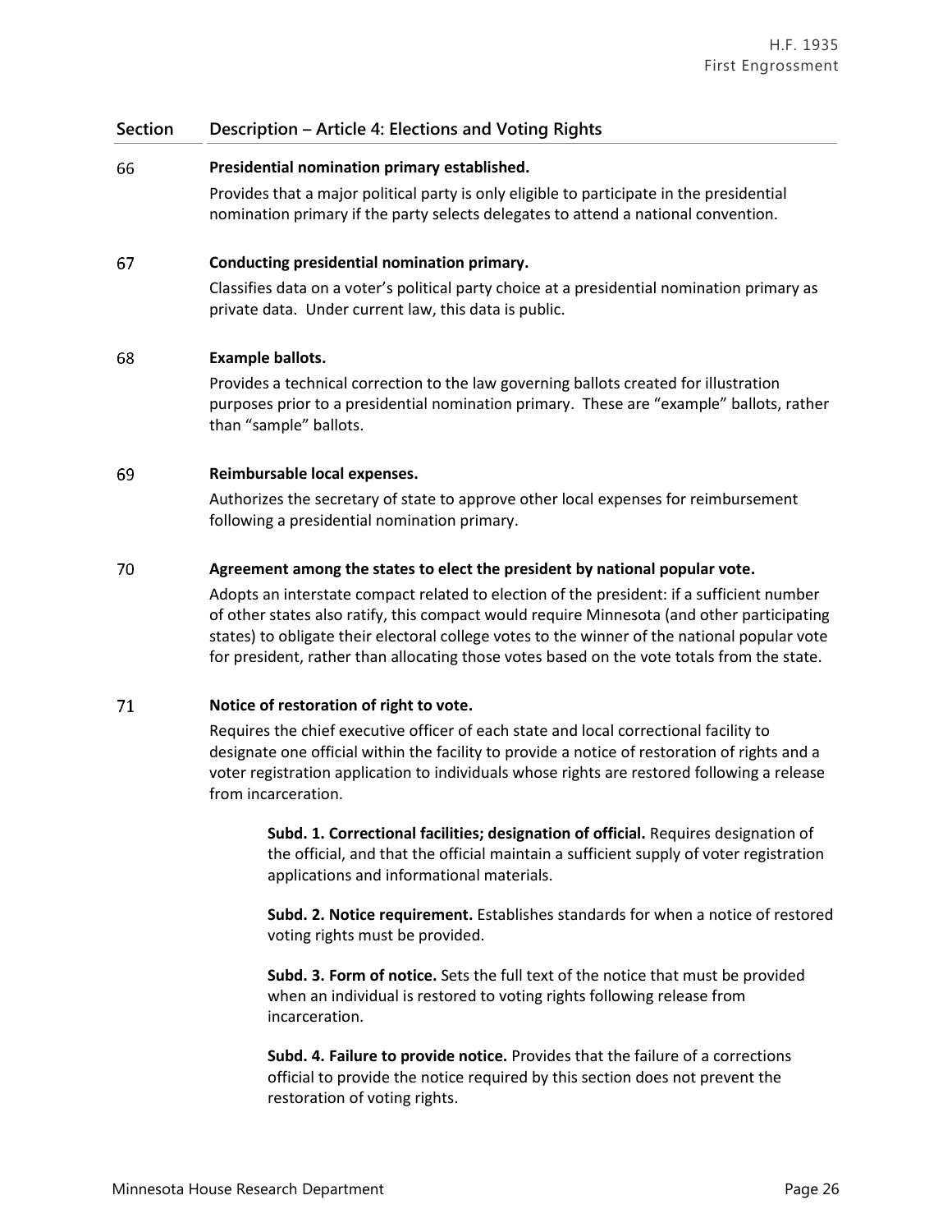| Section | Description – Article 4: Elections and Voting Rights |
|---|---|
| 66 | **Presidential nomination primary established.**<br>Provides that a major political party is only eligible to participate in the presidential nomination primary if the party selects delegates to attend a national convention. |
| 67 | **Conducting presidential nomination primary.**<br>Classifies data on a voter's political party choice at a presidential nomination primary as private data. Under current law, this data is public. |
| 68 | **Example ballots.**<br>Provides a technical correction to the law governing ballots created for illustration purposes prior to a presidential nomination primary. These are "example" ballots, rather than "sample" ballots. |
| 69 | **Reimbursable local expenses.**<br>Authorizes the secretary of state to approve other local expenses for reimbursement following a presidential nomination primary. |
| 70 | **Agreement among the states to elect the president by national popular vote.**<br>Adopts an interstate compact related to election of the president: if a sufficient number of other states also ratify, this compact would require Minnesota (and other participating states) to obligate their electoral college votes to the winner of the national popular vote for president, rather than allocating those votes based on the vote totals from the state. |
| 71 | **Notice of restoration of right to vote.**<br>Requires the chief executive officer of each state and local correctional facility to designate one official within the facility to provide a notice of restoration of rights and a voter registration application to individuals whose rights are restored following a release from incarceration.<br><br>**Subd. 1. Correctional facilities; designation of official.** Requires designation of the official, and that the official maintain a sufficient supply of voter registration applications and informational materials.<br><br>**Subd. 2. Notice requirement.** Establishes standards for when a notice of restored voting rights must be provided.<br><br>**Subd. 3. Form of notice.** Sets the full text of the notice that must be provided when an individual is restored to voting rights following release from incarceration.<br><br>**Subd. 4. Failure to provide notice.** Provides that the failure of a corrections official to provide the notice required by this section does not prevent the restoration of voting rights. |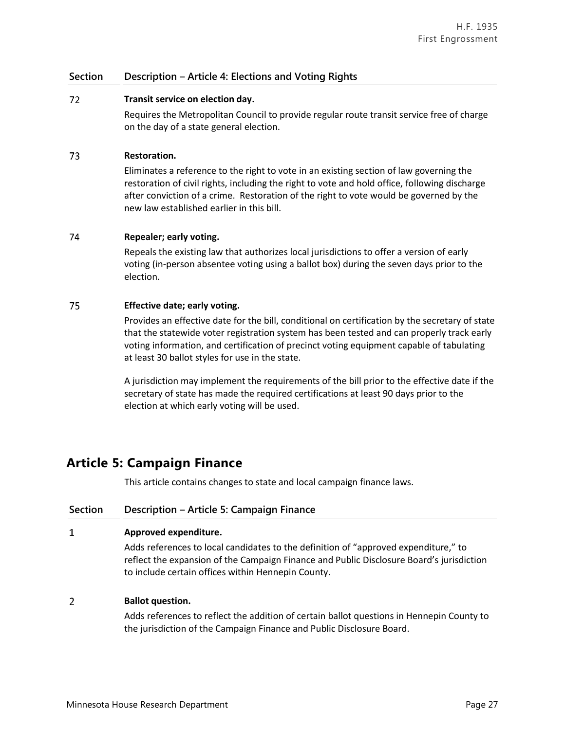| Section | Description – Article 4: Elections and Voting Rights |
|---|---|
| 72 | **Transit service on election day.**<br>Requires the Metropolitan Council to provide regular route transit service free of charge on the day of a state general election. |
| 73 | **Restoration.**<br>Eliminates a reference to the right to vote in an existing section of law governing the restoration of civil rights, including the right to vote and hold office, following discharge after conviction of a crime. Restoration of the right to vote would be governed by the new law established earlier in this bill. |
| 74 | **Repealer; early voting.**<br>Repeals the existing law that authorizes local jurisdictions to offer a version of early voting (in-person absentee voting using a ballot box) during the seven days prior to the election. |
| 75 | **Effective date; early voting.**<br>Provides an effective date for the bill, conditional on certification by the secretary of state that the statewide voter registration system has been tested and can properly track early voting information, and certification of precinct voting equipment capable of tabulating at least 30 ballot styles for use in the state.<br><br>A jurisdiction may implement the requirements of the bill prior to the effective date if the secretary of state has made the required certifications at least 90 days prior to the election at which early voting will be used. |

## Article 5: Campaign Finance

This article contains changes to state and local campaign finance laws.

| Section | Description – Article 5: Campaign Finance |
|---|---|
| 1 | **Approved expenditure.**<br>Adds references to local candidates to the definition of "approved expenditure," to reflect the expansion of the Campaign Finance and Public Disclosure Board's jurisdiction to include certain offices within Hennepin County. |
| 2 | **Ballot question.**<br>Adds references to reflect the addition of certain ballot questions in Hennepin County to the jurisdiction of the Campaign Finance and Public Disclosure Board. |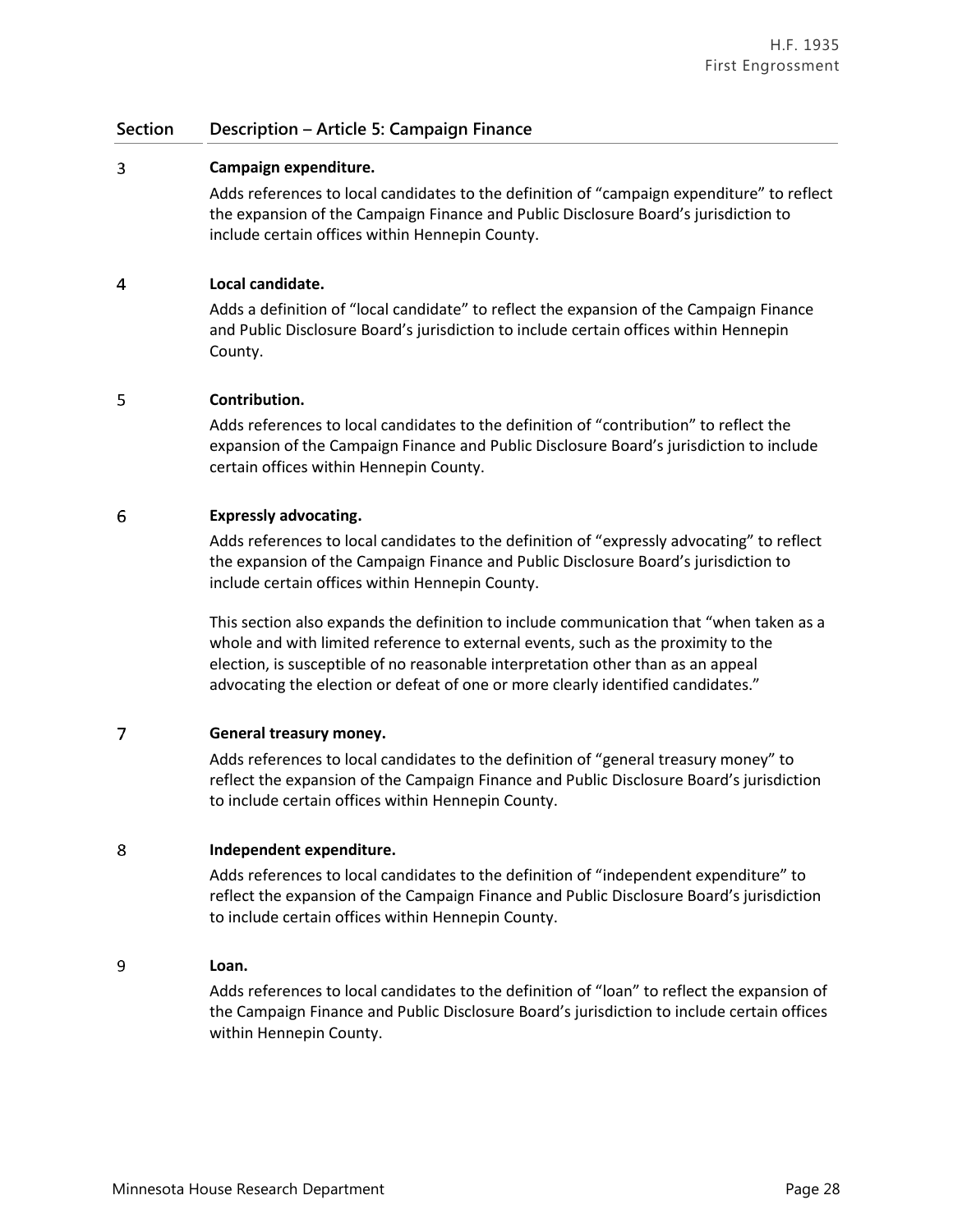| Section | Description – Article 5: Campaign Finance |
|---|---|
| 3 | **Campaign expenditure.**<br>Adds references to local candidates to the definition of "campaign expenditure" to reflect the expansion of the Campaign Finance and Public Disclosure Board's jurisdiction to include certain offices within Hennepin County. |
| 4 | **Local candidate.**<br>Adds a definition of "local candidate" to reflect the expansion of the Campaign Finance and Public Disclosure Board's jurisdiction to include certain offices within Hennepin County. |
| 5 | **Contribution.**<br>Adds references to local candidates to the definition of "contribution" to reflect the expansion of the Campaign Finance and Public Disclosure Board's jurisdiction to include certain offices within Hennepin County. |
| 6 | **Expressly advocating.**<br>Adds references to local candidates to the definition of "expressly advocating" to reflect the expansion of the Campaign Finance and Public Disclosure Board's jurisdiction to include certain offices within Hennepin County.<br><br>This section also expands the definition to include communication that "when taken as a whole and with limited reference to external events, such as the proximity to the election, is susceptible of no reasonable interpretation other than as an appeal advocating the election or defeat of one or more clearly identified candidates." |
| 7 | **General treasury money.**<br>Adds references to local candidates to the definition of "general treasury money" to reflect the expansion of the Campaign Finance and Public Disclosure Board's jurisdiction to include certain offices within Hennepin County. |
| 8 | **Independent expenditure.**<br>Adds references to local candidates to the definition of "independent expenditure" to reflect the expansion of the Campaign Finance and Public Disclosure Board's jurisdiction to include certain offices within Hennepin County. |
| 9 | **Loan.**<br>Adds references to local candidates to the definition of "loan" to reflect the expansion of the Campaign Finance and Public Disclosure Board's jurisdiction to include certain offices within Hennepin County. |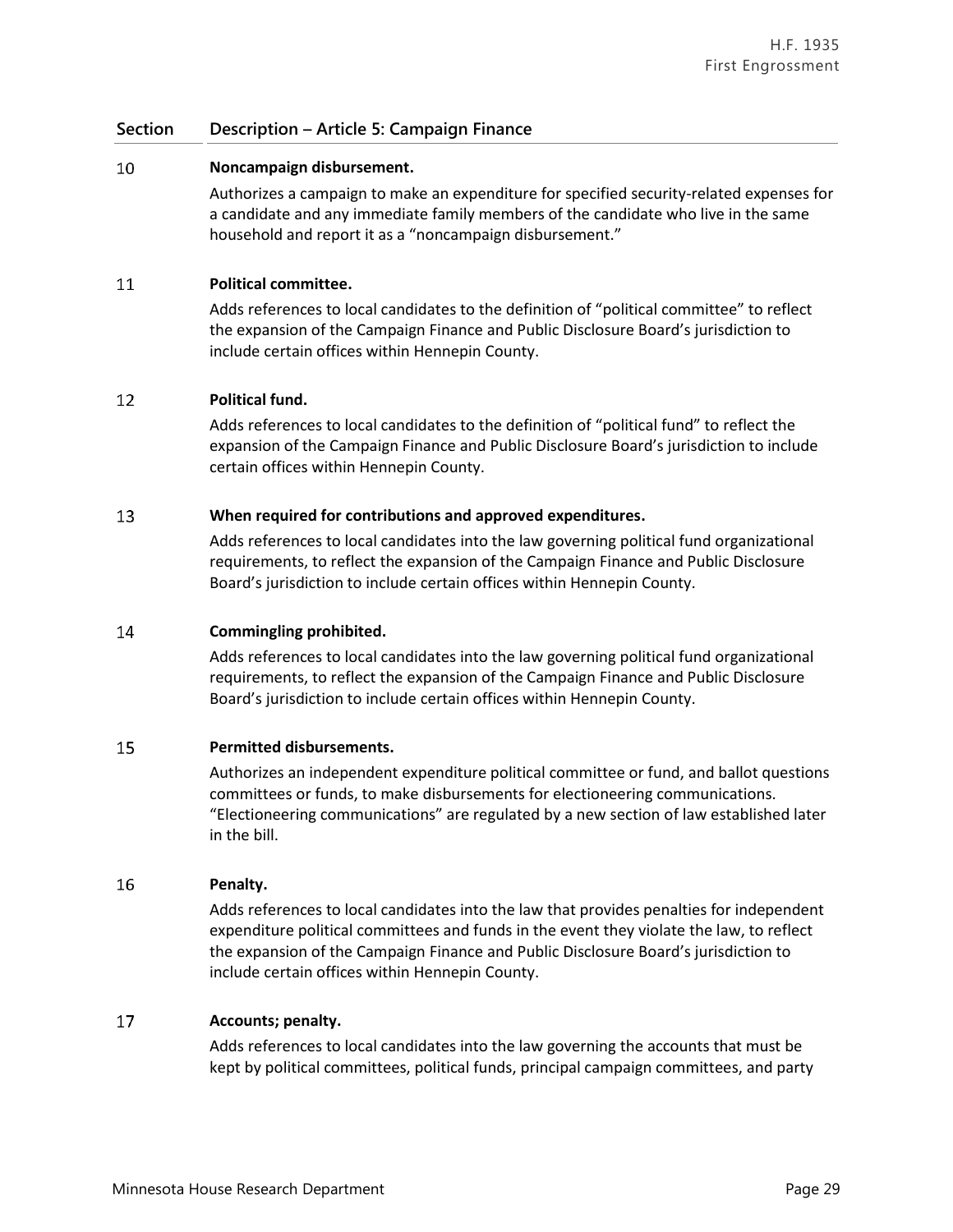| Section | Description – Article 5: Campaign Finance |
|---|---|
| 10 | **Noncampaign disbursement.**<br>Authorizes a campaign to make an expenditure for specified security-related expenses for a candidate and any immediate family members of the candidate who live in the same household and report it as a "noncampaign disbursement." |
| 11 | **Political committee.**<br>Adds references to local candidates to the definition of "political committee" to reflect the expansion of the Campaign Finance and Public Disclosure Board's jurisdiction to include certain offices within Hennepin County. |
| 12 | **Political fund.**<br>Adds references to local candidates to the definition of "political fund" to reflect the expansion of the Campaign Finance and Public Disclosure Board's jurisdiction to include certain offices within Hennepin County. |
| 13 | **When required for contributions and approved expenditures.**<br>Adds references to local candidates into the law governing political fund organizational requirements, to reflect the expansion of the Campaign Finance and Public Disclosure Board's jurisdiction to include certain offices within Hennepin County. |
| 14 | **Commingling prohibited.**<br>Adds references to local candidates into the law governing political fund organizational requirements, to reflect the expansion of the Campaign Finance and Public Disclosure Board's jurisdiction to include certain offices within Hennepin County. |
| 15 | **Permitted disbursements.**<br>Authorizes an independent expenditure political committee or fund, and ballot questions committees or funds, to make disbursements for electioneering communications. "Electioneering communications" are regulated by a new section of law established later in the bill. |
| 16 | **Penalty.**<br>Adds references to local candidates into the law that provides penalties for independent expenditure political committees and funds in the event they violate the law, to reflect the expansion of the Campaign Finance and Public Disclosure Board's jurisdiction to include certain offices within Hennepin County. |
| 17 | **Accounts; penalty.**<br>Adds references to local candidates into the law governing the accounts that must be kept by political committees, political funds, principal campaign committees, and party |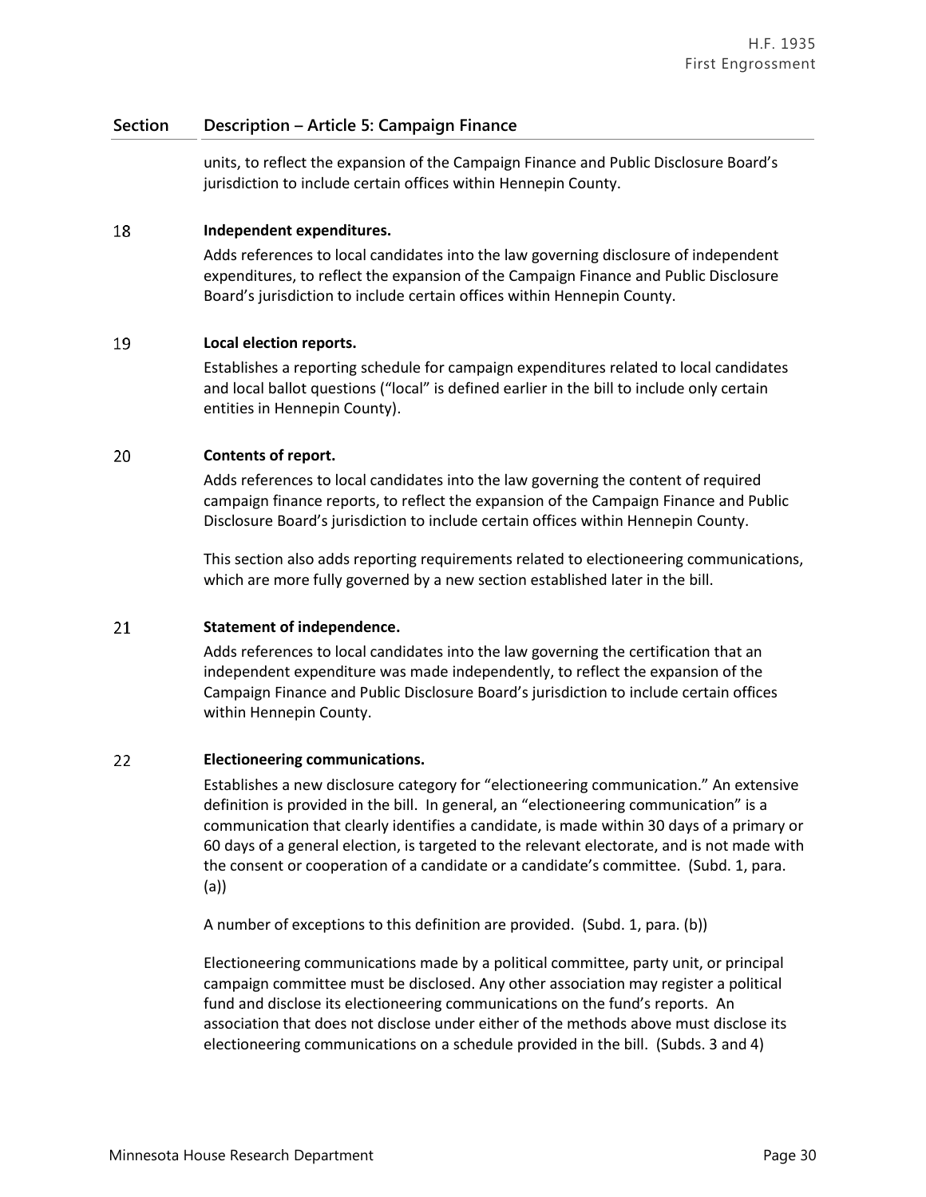| Section | Description – Article 5: Campaign Finance |
|---|---|
| | units, to reflect the expansion of the Campaign Finance and Public Disclosure Board's jurisdiction to include certain offices within Hennepin County. |
| 18 | **Independent expenditures.**<br><br>Adds references to local candidates into the law governing disclosure of independent expenditures, to reflect the expansion of the Campaign Finance and Public Disclosure Board's jurisdiction to include certain offices within Hennepin County. |
| 19 | **Local election reports.**<br><br>Establishes a reporting schedule for campaign expenditures related to local candidates and local ballot questions ("local" is defined earlier in the bill to include only certain entities in Hennepin County). |
| 20 | **Contents of report.**<br><br>Adds references to local candidates into the law governing the content of required campaign finance reports, to reflect the expansion of the Campaign Finance and Public Disclosure Board's jurisdiction to include certain offices within Hennepin County.<br><br>This section also adds reporting requirements related to electioneering communications, which are more fully governed by a new section established later in the bill. |
| 21 | **Statement of independence.**<br><br>Adds references to local candidates into the law governing the certification that an independent expenditure was made independently, to reflect the expansion of the Campaign Finance and Public Disclosure Board's jurisdiction to include certain offices within Hennepin County. |
| 22 | **Electioneering communications.**<br><br>Establishes a new disclosure category for "electioneering communication." An extensive definition is provided in the bill. In general, an "electioneering communication" is a communication that clearly identifies a candidate, is made within 30 days of a primary or 60 days of a general election, is targeted to the relevant electorate, and is not made with the consent or cooperation of a candidate or a candidate's committee. (Subd. 1, para. (a))<br><br>A number of exceptions to this definition are provided. (Subd. 1, para. (b))<br><br>Electioneering communications made by a political committee, party unit, or principal campaign committee must be disclosed. Any other association may register a political fund and disclose its electioneering communications on the fund's reports. An association that does not disclose under either of the methods above must disclose its electioneering communications on a schedule provided in the bill. (Subds. 3 and 4) |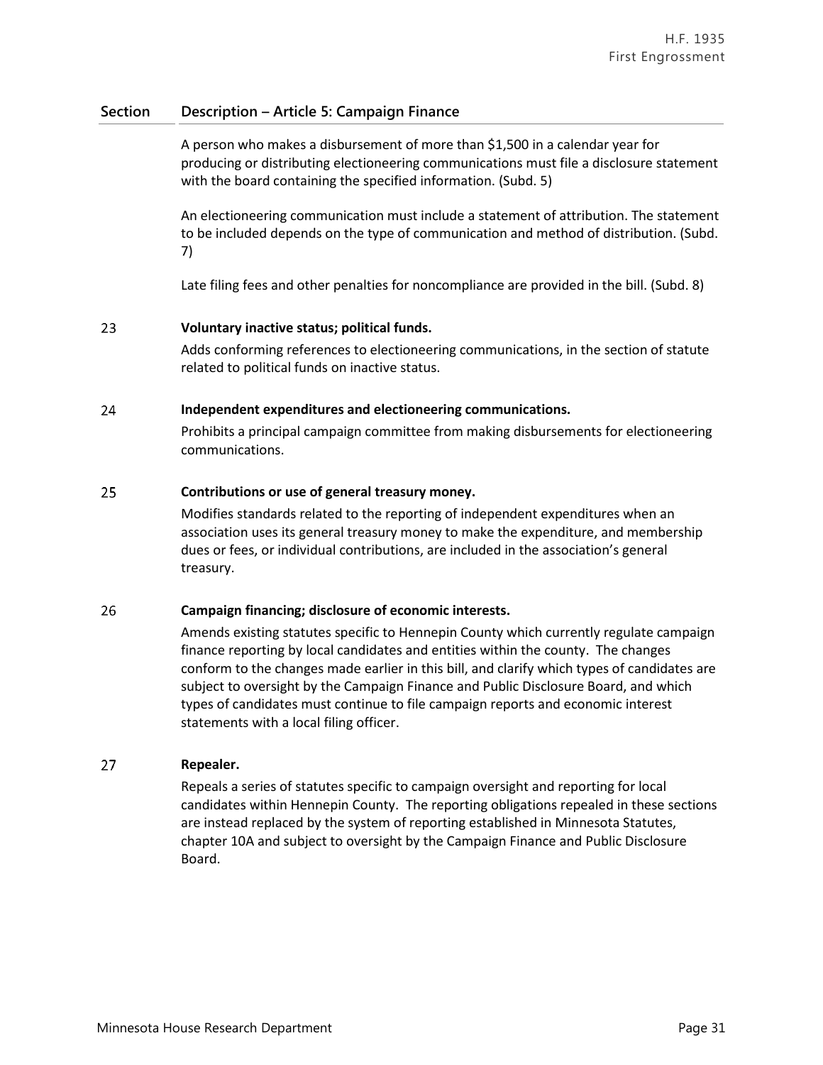| Section | Description – Article 5: Campaign Finance |
|---|---|
| | A person who makes a disbursement of more than $1,500 in a calendar year for producing or distributing electioneering communications must file a disclosure statement with the board containing the specified information. (Subd. 5)<br><br>An electioneering communication must include a statement of attribution. The statement to be included depends on the type of communication and method of distribution. (Subd. 7)<br><br>Late filing fees and other penalties for noncompliance are provided in the bill. (Subd. 8) |
| 23 | **Voluntary inactive status; political funds.**<br>Adds conforming references to electioneering communications, in the section of statute related to political funds on inactive status. |
| 24 | **Independent expenditures and electioneering communications.**<br>Prohibits a principal campaign committee from making disbursements for electioneering communications. |
| 25 | **Contributions or use of general treasury money.**<br>Modifies standards related to the reporting of independent expenditures when an association uses its general treasury money to make the expenditure, and membership dues or fees, or individual contributions, are included in the association's general treasury. |
| 26 | **Campaign financing; disclosure of economic interests.**<br>Amends existing statutes specific to Hennepin County which currently regulate campaign finance reporting by local candidates and entities within the county. The changes conform to the changes made earlier in this bill, and clarify which types of candidates are subject to oversight by the Campaign Finance and Public Disclosure Board, and which types of candidates must continue to file campaign reports and economic interest statements with a local filing officer. |
| 27 | **Repealer.**<br>Repeals a series of statutes specific to campaign oversight and reporting for local candidates within Hennepin County. The reporting obligations repealed in these sections are instead replaced by the system of reporting established in Minnesota Statutes, chapter 10A and subject to oversight by the Campaign Finance and Public Disclosure Board. |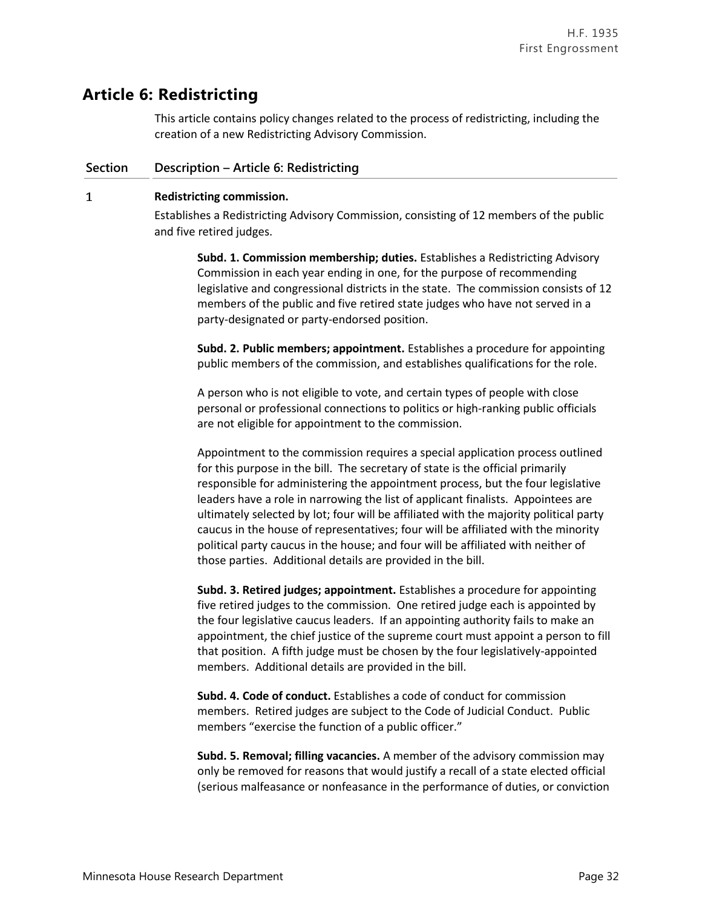## Article 6: Redistricting

This article contains policy changes related to the process of redistricting, including the creation of a new Redistricting Advisory Commission.

| Section | Description – Article 6: Redistricting |
|---|---|
| 1 | **Redistricting commission.** |

Establishes a Redistricting Advisory Commission, consisting of 12 members of the public and five retired judges.

**Subd. 1. Commission membership; duties.** Establishes a Redistricting Advisory Commission in each year ending in one, for the purpose of recommending legislative and congressional districts in the state. The commission consists of 12 members of the public and five retired state judges who have not served in a party-designated or party-endorsed position.

**Subd. 2. Public members; appointment.** Establishes a procedure for appointing public members of the commission, and establishes qualifications for the role.

A person who is not eligible to vote, and certain types of people with close personal or professional connections to politics or high-ranking public officials are not eligible for appointment to the commission.

Appointment to the commission requires a special application process outlined for this purpose in the bill. The secretary of state is the official primarily responsible for administering the appointment process, but the four legislative leaders have a role in narrowing the list of applicant finalists. Appointees are ultimately selected by lot; four will be affiliated with the majority political party caucus in the house of representatives; four will be affiliated with the minority political party caucus in the house; and four will be affiliated with neither of those parties. Additional details are provided in the bill.

**Subd. 3. Retired judges; appointment.** Establishes a procedure for appointing five retired judges to the commission. One retired judge each is appointed by the four legislative caucus leaders. If an appointing authority fails to make an appointment, the chief justice of the supreme court must appoint a person to fill that position. A fifth judge must be chosen by the four legislatively-appointed members. Additional details are provided in the bill.

**Subd. 4. Code of conduct.** Establishes a code of conduct for commission members. Retired judges are subject to the Code of Judicial Conduct. Public members "exercise the function of a public officer."

**Subd. 5. Removal; filling vacancies.** A member of the advisory commission may only be removed for reasons that would justify a recall of a state elected official (serious malfeasance or nonfeasance in the performance of duties, or conviction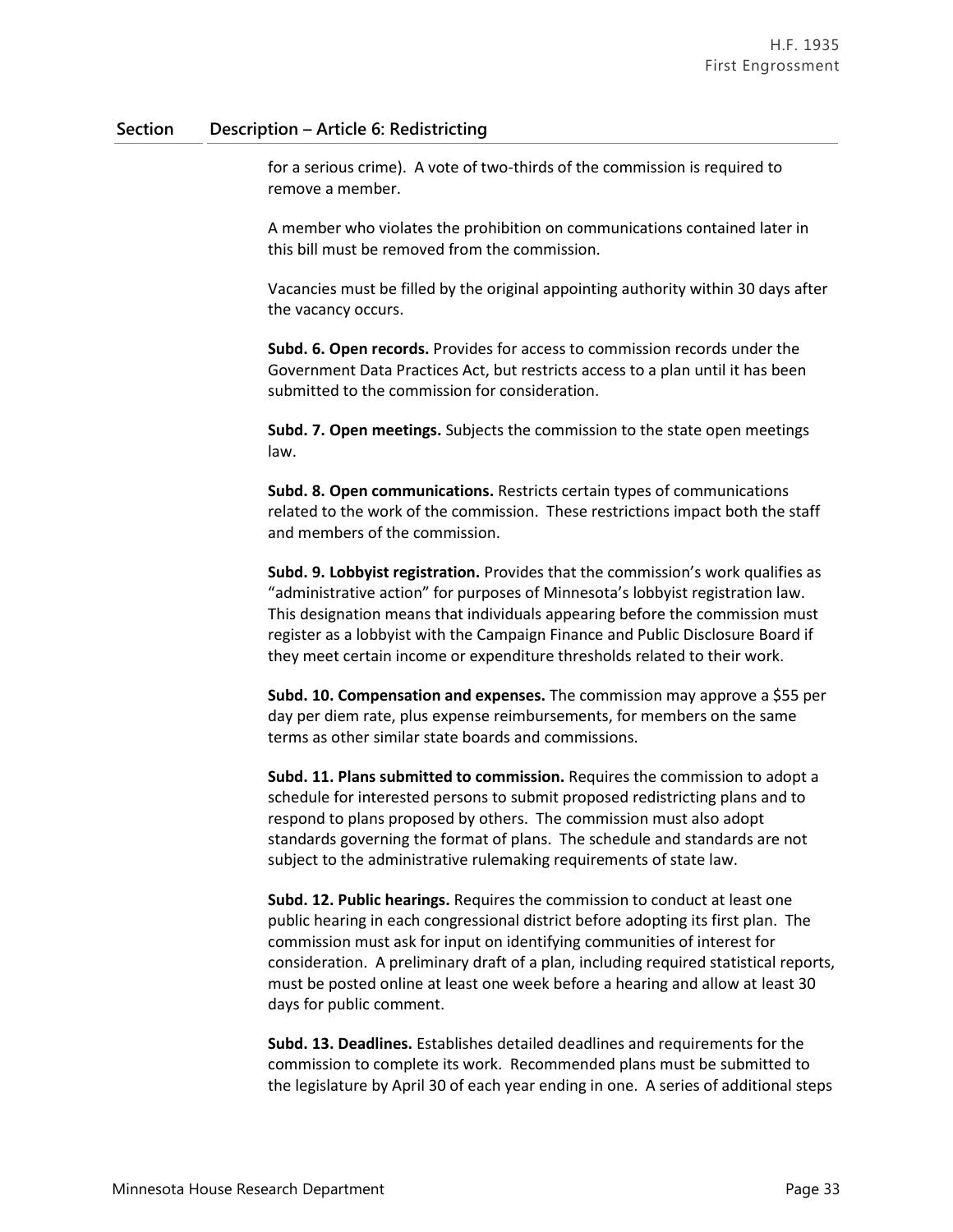| Section | Description – Article 6: Redistricting |
|---|---|

for a serious crime). A vote of two-thirds of the commission is required to remove a member.

A member who violates the prohibition on communications contained later in this bill must be removed from the commission.

Vacancies must be filled by the original appointing authority within 30 days after the vacancy occurs.

**Subd. 6. Open records.** Provides for access to commission records under the Government Data Practices Act, but restricts access to a plan until it has been submitted to the commission for consideration.

**Subd. 7. Open meetings.** Subjects the commission to the state open meetings law.

**Subd. 8. Open communications.** Restricts certain types of communications related to the work of the commission. These restrictions impact both the staff and members of the commission.

**Subd. 9. Lobbyist registration.** Provides that the commission's work qualifies as "administrative action" for purposes of Minnesota's lobbyist registration law. This designation means that individuals appearing before the commission must register as a lobbyist with the Campaign Finance and Public Disclosure Board if they meet certain income or expenditure thresholds related to their work.

**Subd. 10. Compensation and expenses.** The commission may approve a $55 per day per diem rate, plus expense reimbursements, for members on the same terms as other similar state boards and commissions.

**Subd. 11. Plans submitted to commission.** Requires the commission to adopt a schedule for interested persons to submit proposed redistricting plans and to respond to plans proposed by others. The commission must also adopt standards governing the format of plans. The schedule and standards are not subject to the administrative rulemaking requirements of state law.

**Subd. 12. Public hearings.** Requires the commission to conduct at least one public hearing in each congressional district before adopting its first plan. The commission must ask for input on identifying communities of interest for consideration. A preliminary draft of a plan, including required statistical reports, must be posted online at least one week before a hearing and allow at least 30 days for public comment.

**Subd. 13. Deadlines.** Establishes detailed deadlines and requirements for the commission to complete its work. Recommended plans must be submitted to the legislature by April 30 of each year ending in one. A series of additional steps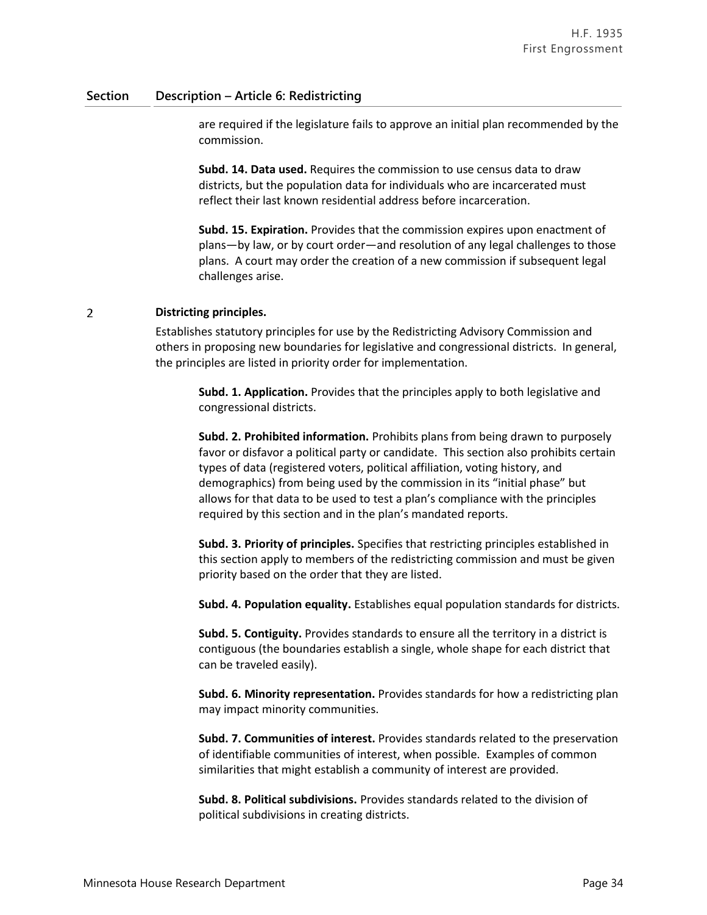| Section | Description – Article 6: Redistricting |
| --- | --- |
| | are required if the legislature fails to approve an initial plan recommended by the commission.<br><br>**Subd. 14. Data used.** Requires the commission to use census data to draw districts, but the population data for individuals who are incarcerated must reflect their last known residential address before incarceration.<br><br>**Subd. 15. Expiration.** Provides that the commission expires upon enactment of plans—by law, or by court order—and resolution of any legal challenges to those plans. A court may order the creation of a new commission if subsequent legal challenges arise. |
| 2 | **Districting principles.**<br><br>Establishes statutory principles for use by the Redistricting Advisory Commission and others in proposing new boundaries for legislative and congressional districts. In general, the principles are listed in priority order for implementation.<br><br>**Subd. 1. Application.** Provides that the principles apply to both legislative and congressional districts.<br><br>**Subd. 2. Prohibited information.** Prohibits plans from being drawn to purposely favor or disfavor a political party or candidate. This section also prohibits certain types of data (registered voters, political affiliation, voting history, and demographics) from being used by the commission in its "initial phase" but allows for that data to be used to test a plan's compliance with the principles required by this section and in the plan's mandated reports.<br><br>**Subd. 3. Priority of principles.** Specifies that restricting principles established in this section apply to members of the redistricting commission and must be given priority based on the order that they are listed.<br><br>**Subd. 4. Population equality.** Establishes equal population standards for districts.<br><br>**Subd. 5. Contiguity.** Provides standards to ensure all the territory in a district is contiguous (the boundaries establish a single, whole shape for each district that can be traveled easily).<br><br>**Subd. 6. Minority representation.** Provides standards for how a redistricting plan may impact minority communities.<br><br>**Subd. 7. Communities of interest.** Provides standards related to the preservation of identifiable communities of interest, when possible. Examples of common similarities that might establish a community of interest are provided.<br><br>**Subd. 8. Political subdivisions.** Provides standards related to the division of political subdivisions in creating districts. |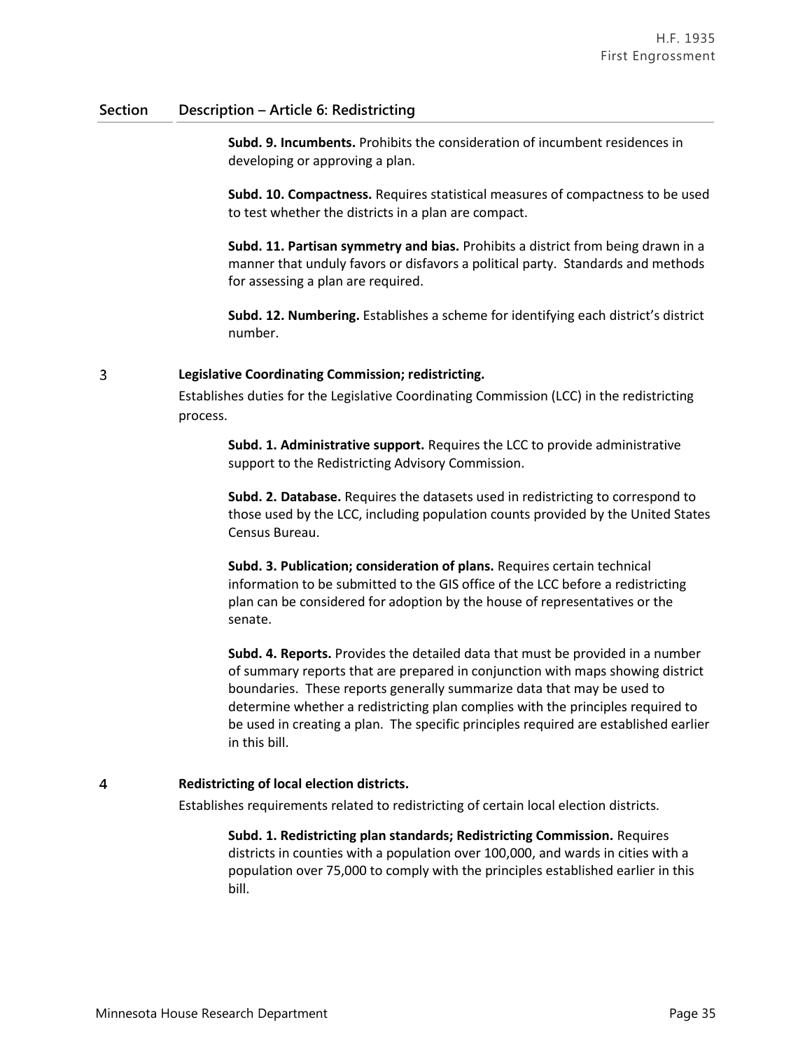| Section | Description – Article 6: Redistricting |
|---|---|
| | **Subd. 9. Incumbents.** Prohibits the consideration of incumbent residences in developing or approving a plan. |
| | **Subd. 10. Compactness.** Requires statistical measures of compactness to be used to test whether the districts in a plan are compact. |
| | **Subd. 11. Partisan symmetry and bias.** Prohibits a district from being drawn in a manner that unduly favors or disfavors a political party. Standards and methods for assessing a plan are required. |
| | **Subd. 12. Numbering.** Establishes a scheme for identifying each district's district number. |
| 3 | **Legislative Coordinating Commission; redistricting.** Establishes duties for the Legislative Coordinating Commission (LCC) in the redistricting process. |
| | **Subd. 1. Administrative support.** Requires the LCC to provide administrative support to the Redistricting Advisory Commission. |
| | **Subd. 2. Database.** Requires the datasets used in redistricting to correspond to those used by the LCC, including population counts provided by the United States Census Bureau. |
| | **Subd. 3. Publication; consideration of plans.** Requires certain technical information to be submitted to the GIS office of the LCC before a redistricting plan can be considered for adoption by the house of representatives or the senate. |
| | **Subd. 4. Reports.** Provides the detailed data that must be provided in a number of summary reports that are prepared in conjunction with maps showing district boundaries. These reports generally summarize data that may be used to determine whether a redistricting plan complies with the principles required to be used in creating a plan. The specific principles required are established earlier in this bill. |
| 4 | **Redistricting of local election districts.** Establishes requirements related to redistricting of certain local election districts. |
| | **Subd. 1. Redistricting plan standards; Redistricting Commission.** Requires districts in counties with a population over 100,000, and wards in cities with a population over 75,000 to comply with the principles established earlier in this bill. |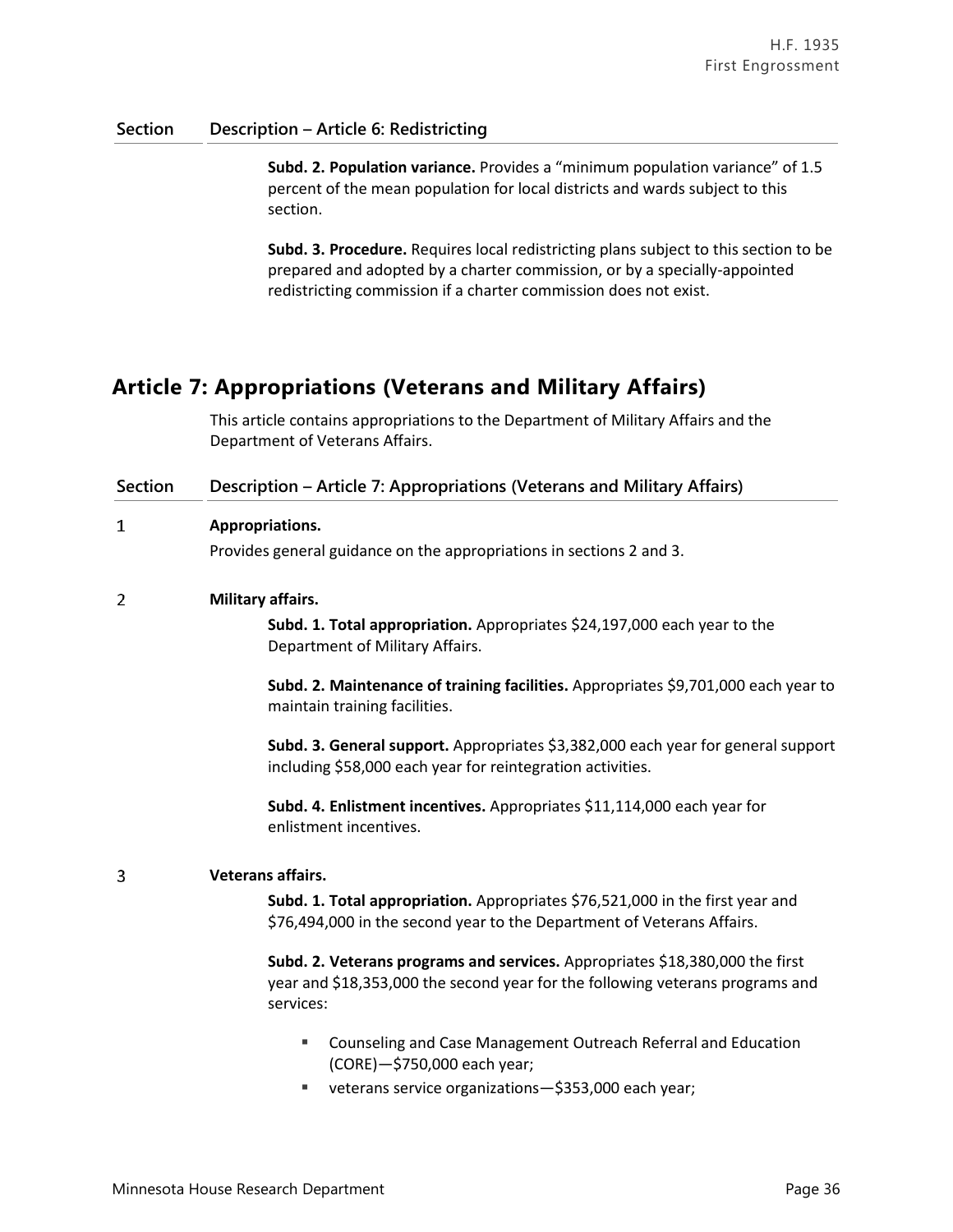| Section | Description – Article 6: Redistricting |
|---|---|
| | **Subd. 2. Population variance.** Provides a "minimum population variance" of 1.5 percent of the mean population for local districts and wards subject to this section.<br><br>**Subd. 3. Procedure.** Requires local redistricting plans subject to this section to be prepared and adopted by a charter commission, or by a specially-appointed redistricting commission if a charter commission does not exist. |

## Article 7: Appropriations (Veterans and Military Affairs)

This article contains appropriations to the Department of Military Affairs and the Department of Veterans Affairs.

| Section | Description – Article 7: Appropriations (Veterans and Military Affairs) |
|---|---|
| 1 | **Appropriations.**<br>Provides general guidance on the appropriations in sections 2 and 3. |
| 2 | **Military affairs.**<br>**Subd. 1. Total appropriation.** Appropriates $24,197,000 each year to the Department of Military Affairs.<br><br>**Subd. 2. Maintenance of training facilities.** Appropriates $9,701,000 each year to maintain training facilities.<br><br>**Subd. 3. General support.** Appropriates $3,382,000 each year for general support including $58,000 each year for reintegration activities.<br><br>**Subd. 4. Enlistment incentives.** Appropriates $11,114,000 each year for enlistment incentives. |
| 3 | **Veterans affairs.**<br>**Subd. 1. Total appropriation.** Appropriates $76,521,000 in the first year and $76,494,000 in the second year to the Department of Veterans Affairs.<br><br>**Subd. 2. Veterans programs and services.** Appropriates $18,380,000 the first year and $18,353,000 the second year for the following veterans programs and services:<br>▪ Counseling and Case Management Outreach Referral and Education (CORE)—$750,000 each year;<br>▪ veterans service organizations—$353,000 each year; |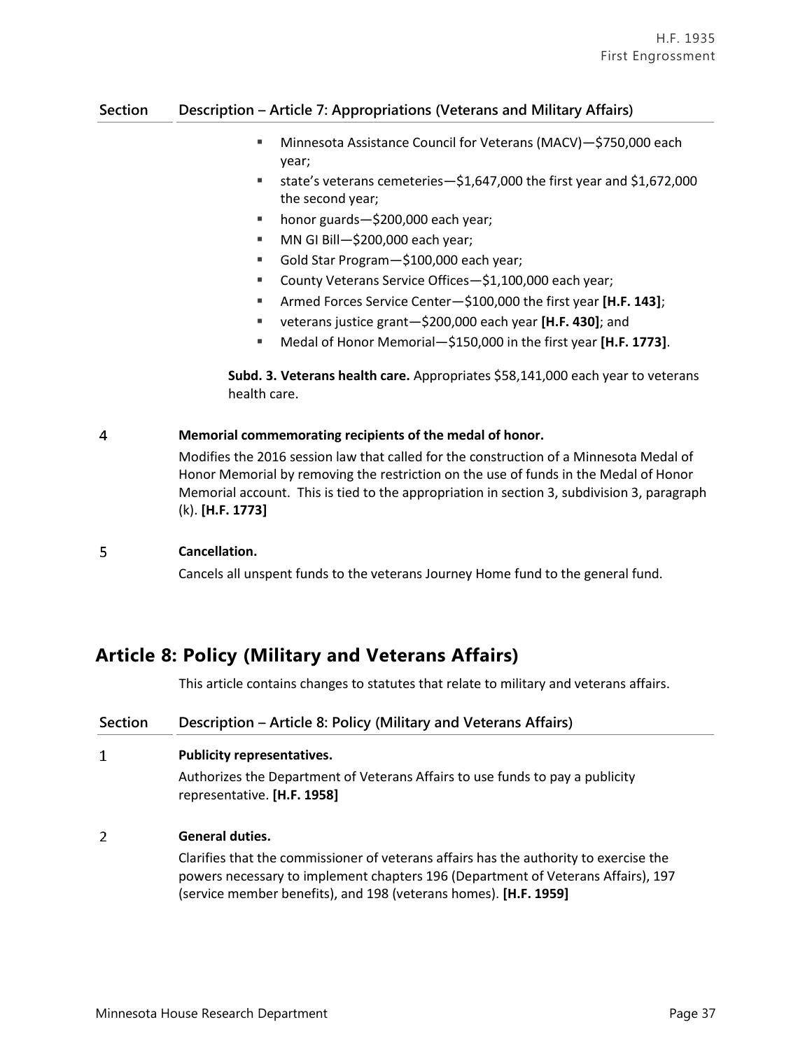| Section | Description – Article 7: Appropriations (Veterans and Military Affairs) |
|---|---|
| | ▪ Minnesota Assistance Council for Veterans (MACV)—$750,000 each year;<br>▪ state's veterans cemeteries—$1,647,000 the first year and $1,672,000 the second year;<br>▪ honor guards—$200,000 each year;<br>▪ MN GI Bill—$200,000 each year;<br>▪ Gold Star Program—$100,000 each year;<br>▪ County Veterans Service Offices—$1,100,000 each year;<br>▪ Armed Forces Service Center—$100,000 the first year **[H.F. 143]**;<br>▪ veterans justice grant—$200,000 each year **[H.F. 430]**; and<br>▪ Medal of Honor Memorial—$150,000 in the first year **[H.F. 1773]**.<br><br>**Subd. 3. Veterans health care.** Appropriates $58,141,000 each year to veterans health care. |
| 4 | **Memorial commemorating recipients of the medal of honor.**<br>Modifies the 2016 session law that called for the construction of a Minnesota Medal of Honor Memorial by removing the restriction on the use of funds in the Medal of Honor Memorial account. This is tied to the appropriation in section 3, subdivision 3, paragraph (k). **[H.F. 1773]** |
| 5 | **Cancellation.**<br>Cancels all unspent funds to the veterans Journey Home fund to the general fund. |

## Article 8: Policy (Military and Veterans Affairs)

This article contains changes to statutes that relate to military and veterans affairs.

| Section | Description – Article 8: Policy (Military and Veterans Affairs) |
|---|---|
| 1 | **Publicity representatives.**<br>Authorizes the Department of Veterans Affairs to use funds to pay a publicity representative. **[H.F. 1958]** |
| 2 | **General duties.**<br>Clarifies that the commissioner of veterans affairs has the authority to exercise the powers necessary to implement chapters 196 (Department of Veterans Affairs), 197 (service member benefits), and 198 (veterans homes). **[H.F. 1959]** |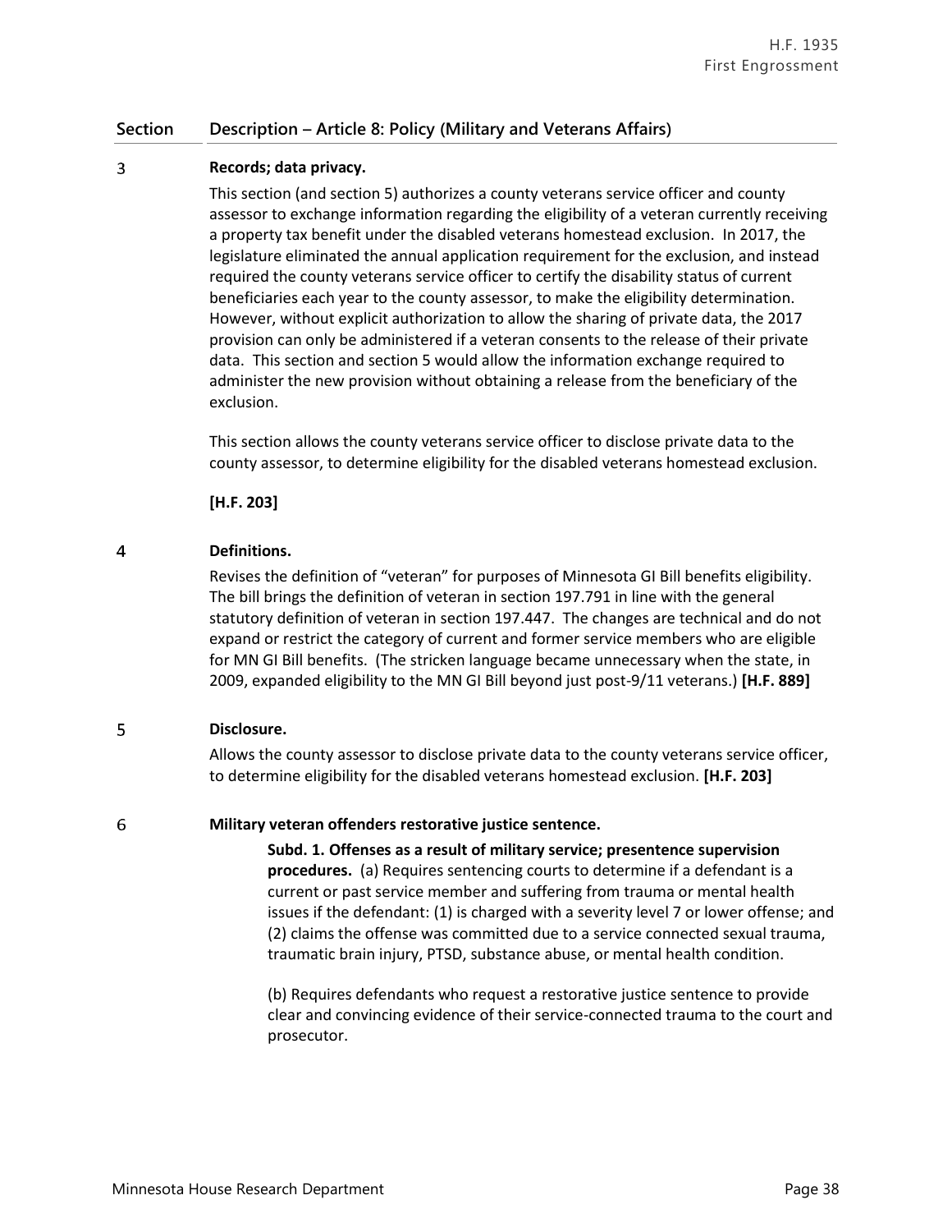## Section Description – Article 8: Policy (Military and Veterans Affairs)

**3 Records; data privacy.**

This section (and section 5) authorizes a county veterans service officer and county assessor to exchange information regarding the eligibility of a veteran currently receiving a property tax benefit under the disabled veterans homestead exclusion. In 2017, the legislature eliminated the annual application requirement for the exclusion, and instead required the county veterans service officer to certify the disability status of current beneficiaries each year to the county assessor, to make the eligibility determination. However, without explicit authorization to allow the sharing of private data, the 2017 provision can only be administered if a veteran consents to the release of their private data. This section and section 5 would allow the information exchange required to administer the new provision without obtaining a release from the beneficiary of the exclusion.

This section allows the county veterans service officer to disclose private data to the county assessor, to determine eligibility for the disabled veterans homestead exclusion.

**[H.F. 203]**

**4 Definitions.**

Revises the definition of "veteran" for purposes of Minnesota GI Bill benefits eligibility. The bill brings the definition of veteran in section 197.791 in line with the general statutory definition of veteran in section 197.447. The changes are technical and do not expand or restrict the category of current and former service members who are eligible for MN GI Bill benefits. (The stricken language became unnecessary when the state, in 2009, expanded eligibility to the MN GI Bill beyond just post-9/11 veterans.) **[H.F. 889]**

**5 Disclosure.**

Allows the county assessor to disclose private data to the county veterans service officer, to determine eligibility for the disabled veterans homestead exclusion. **[H.F. 203]**

**6 Military veteran offenders restorative justice sentence.**

**Subd. 1. Offenses as a result of military service; presentence supervision procedures.** (a) Requires sentencing courts to determine if a defendant is a current or past service member and suffering from trauma or mental health issues if the defendant: (1) is charged with a severity level 7 or lower offense; and (2) claims the offense was committed due to a service connected sexual trauma, traumatic brain injury, PTSD, substance abuse, or mental health condition.

(b) Requires defendants who request a restorative justice sentence to provide clear and convincing evidence of their service-connected trauma to the court and prosecutor.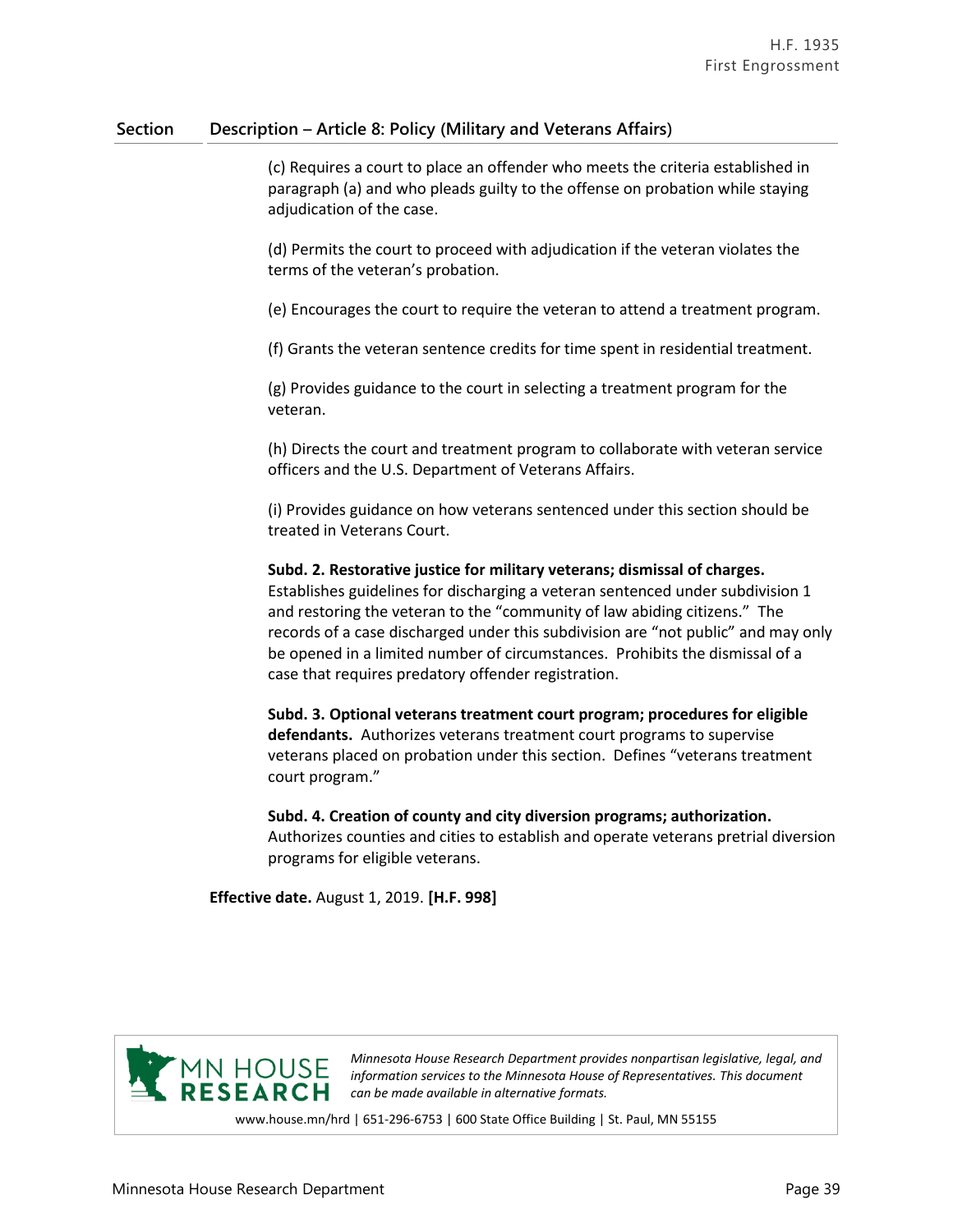| Section | Description – Article 8: Policy (Military and Veterans Affairs) |
|---|---|
| | (c) Requires a court to place an offender who meets the criteria established in paragraph (a) and who pleads guilty to the offense on probation while staying adjudication of the case.<br><br>(d) Permits the court to proceed with adjudication if the veteran violates the terms of the veteran's probation.<br><br>(e) Encourages the court to require the veteran to attend a treatment program.<br><br>(f) Grants the veteran sentence credits for time spent in residential treatment.<br><br>(g) Provides guidance to the court in selecting a treatment program for the veteran.<br><br>(h) Directs the court and treatment program to collaborate with veteran service officers and the U.S. Department of Veterans Affairs.<br><br>(i) Provides guidance on how veterans sentenced under this section should be treated in Veterans Court.<br><br>**Subd. 2. Restorative justice for military veterans; dismissal of charges.** Establishes guidelines for discharging a veteran sentenced under subdivision 1 and restoring the veteran to the "community of law abiding citizens." The records of a case discharged under this subdivision are "not public" and may only be opened in a limited number of circumstances. Prohibits the dismissal of a case that requires predatory offender registration.<br><br>**Subd. 3. Optional veterans treatment court program; procedures for eligible defendants.** Authorizes veterans treatment court programs to supervise veterans placed on probation under this section. Defines "veterans treatment court program."<br><br>**Subd. 4. Creation of county and city diversion programs; authorization.** Authorizes counties and cities to establish and operate veterans pretrial diversion programs for eligible veterans.<br><br>**Effective date.** August 1, 2019. **[H.F. 998]** |

MN HOUSE RESEARCH

*Minnesota House Research Department provides nonpartisan legislative, legal, and information services to the Minnesota House of Representatives. This document can be made available in alternative formats.*

www.house.mn/hrd | 651-296-6753 | 600 State Office Building | St. Paul, MN 55155